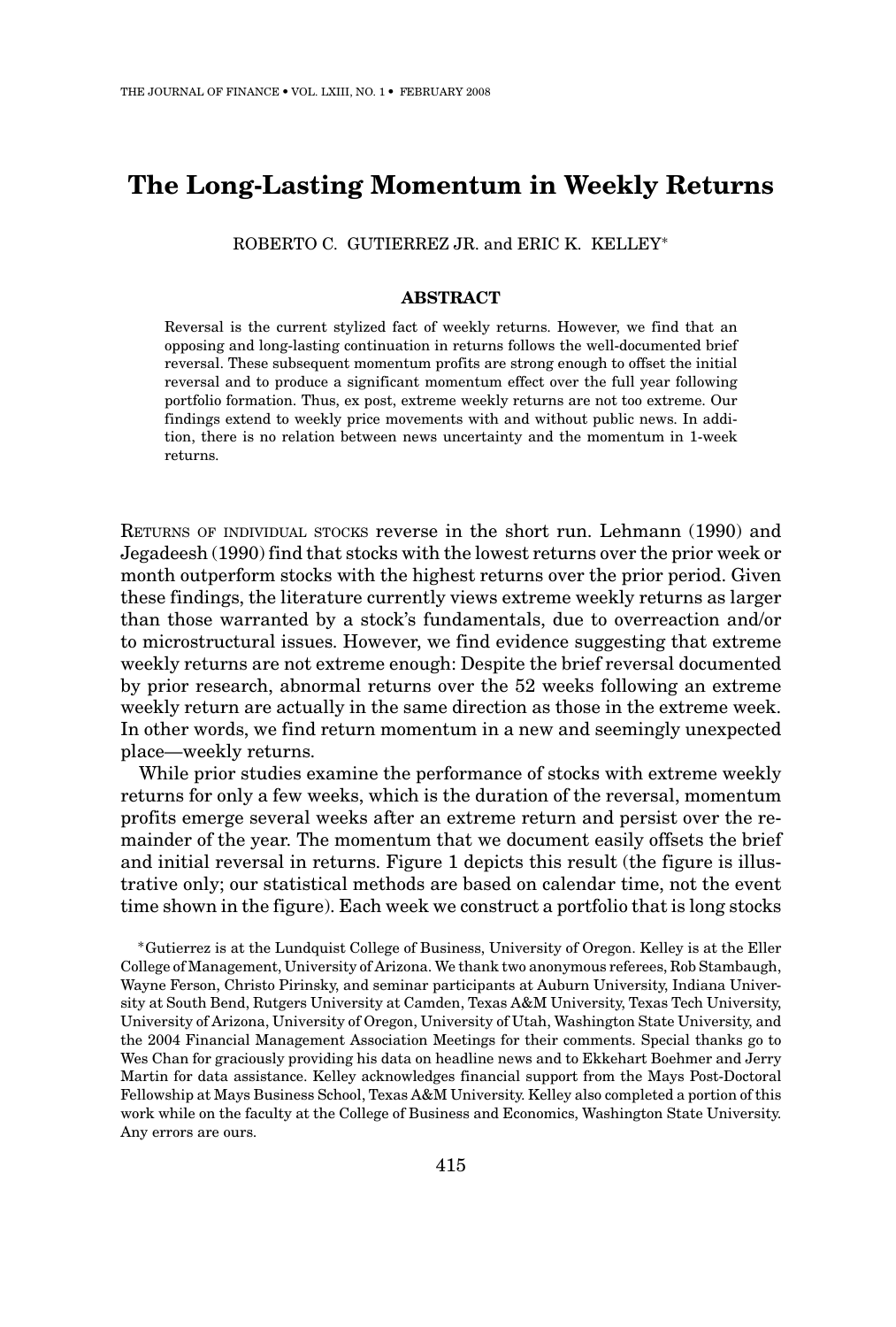# The Long-Lasting Momentum in Weekly Returns

ROBERTO C. GUTIERREZ JR. and ERIC K. KELLEY*

## ABSTRACT

Reversal is the current stylized fact of weekly returns. However, we find that an opposing and long-lasting continuation in returns follows the well-documented brief reversal. These subsequent momentum profits are strong enough to offset the initial reversal and to produce a significant momentum effect over the full year following portfolio formation. Thus, ex post, extreme weekly returns are not too extreme. Our findings extend to weekly price movements with and without public news. In addition, there is no relation between news uncertainty and the momentum in 1-week returns.

RETURNS OF INDIVIDUAL STOCKS reverse in the short run. Lehmann (1990) and Jegadeesh (1990) find that stocks with the lowest returns over the prior week or month outperform stocks with the highest returns over the prior period. Given these findings, the literature currently views extreme weekly returns as larger than those warranted by a stock's fundamentals, due to overreaction and/or to microstructural issues. However, we find evidence suggesting that extreme weekly returns are not extreme enough: Despite the brief reversal documented by prior research, abnormal returns over the 52 weeks following an extreme weekly return are actually in the same direction as those in the extreme week. In other words, we find return momentum in a new and seemingly unexpected place—weekly returns.

While prior studies examine the performance of stocks with extreme weekly returns for only a few weeks, which is the duration of the reversal, momentum profits emerge several weeks after an extreme return and persist over the remainder of the year. The momentum that we document easily offsets the brief and initial reversal in returns. Figure 1 depicts this result (the figure is illustrative only; our statistical methods are based on calendar time, not the event time shown in the figure). Each week we construct a portfolio that is long stocks

*Gutierrez is at the Lundquist College of Business, University of Oregon. Kelley is at the Eller College of Management, University of Arizona. We thank two anonymous referees, Rob Stambaugh, Wayne Ferson, Christo Pirinsky, and seminar participants at Auburn University, Indiana University at South Bend, Rutgers University at Camden, Texas A&M University, Texas Tech University, University of Arizona, University of Oregon, University of Utah, Washington State University, and the 2004 Financial Management Association Meetings for their comments. Special thanks go to Wes Chan for graciously providing his data on headline news and to Ekkehart Boehmer and Jerry Martin for data assistance. Kelley acknowledges financial support from the Mays Post-Doctoral Fellowship at Mays Business School, Texas A&M University. Kelley also completed a portion of this work while on the faculty at the College of Business and Economics, Washington State University. Any errors are ours.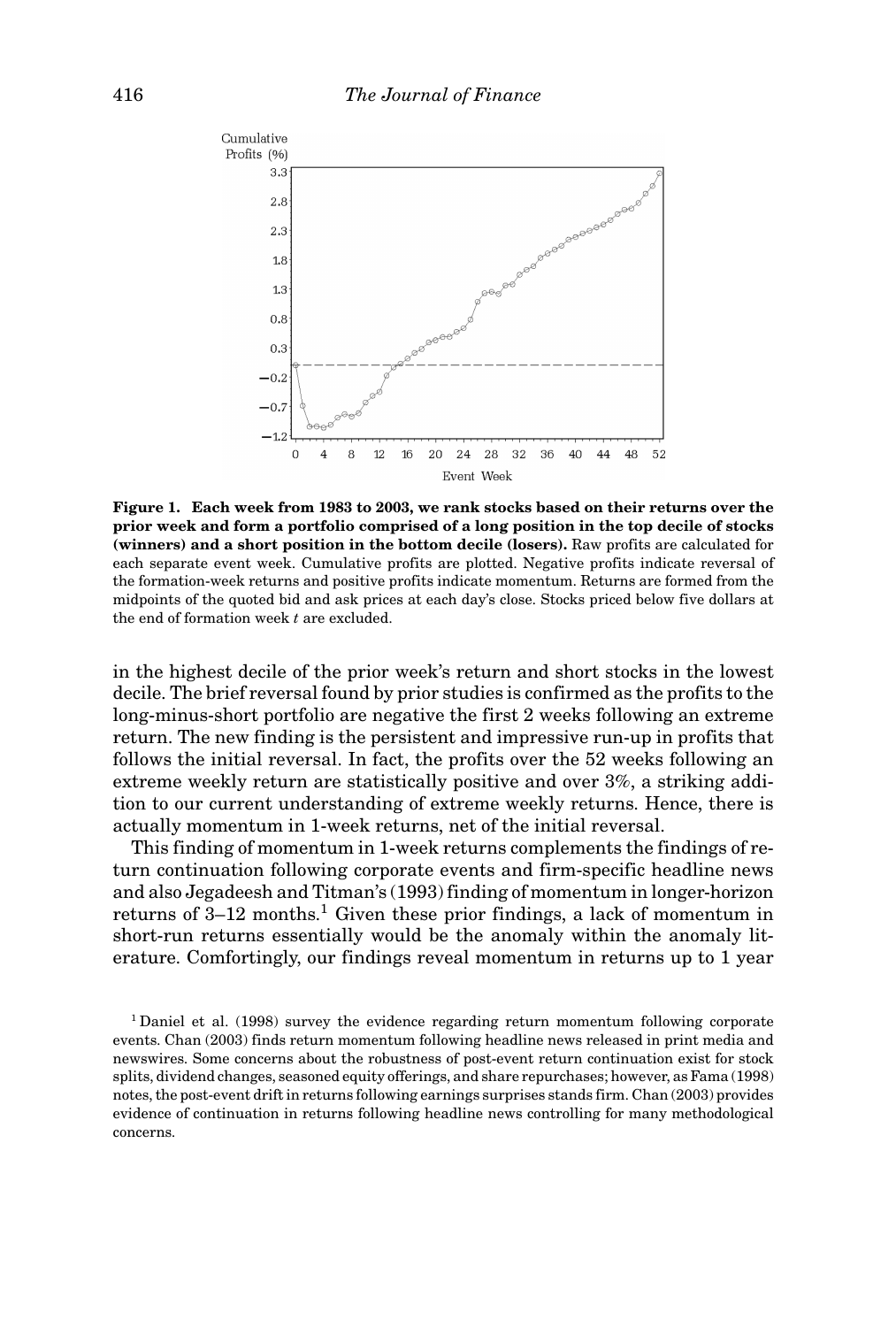**Figure 1. Each week from 1983 to 2003, we rank stocks based on their returns over the prior week and form a portfolio comprised of a long position in the top decile of stocks (winners) and a short position in the bottom decile (losers).** Raw profits are calculated for each separate event week. Cumulative profits are plotted. Negative profits indicate reversal of the formation-week returns and positive profits indicate momentum. Returns are formed from the midpoints of the quoted bid and ask prices at each day's close. Stocks priced below five dollars at the end of formation week $t$ are excluded.

in the highest decile of the prior week's return and short stocks in the lowest decile. The brief reversal found by prior studies is confirmed as the profits to the long-minus-short portfolio are negative the first 2 weeks following an extreme return. The new finding is the persistent and impressive run-up in profits that follows the initial reversal. In fact, the profits over the 52 weeks following an extreme weekly return are statistically positive and over 3%, a striking addition to our current understanding of extreme weekly returns. Hence, there is actually momentum in 1-week returns, net of the initial reversal.

This finding of momentum in 1-week returns complements the findings of return continuation following corporate events and firm-specific headline news and also Jegadeesh and Titman's (1993) finding of momentum in longer-horizon returns of 3–12 months.[1] Given these prior findings, a lack of momentum in short-run returns essentially would be the anomaly within the anomaly literature. Comfortingly, our findings reveal momentum in returns up to 1 year

[1] Daniel et al. (1998) survey the evidence regarding return momentum following corporate events. Chan (2003) finds return momentum following headline news released in print media and newswires. Some concerns about the robustness of post-event return continuation exist for stock splits, dividend changes, seasoned equity offerings, and share repurchases; however, as Fama (1998) notes, the post-event drift in returns following earnings surprises stands firm. Chan (2003) provides evidence of continuation in returns following headline news controlling for many methodological concerns.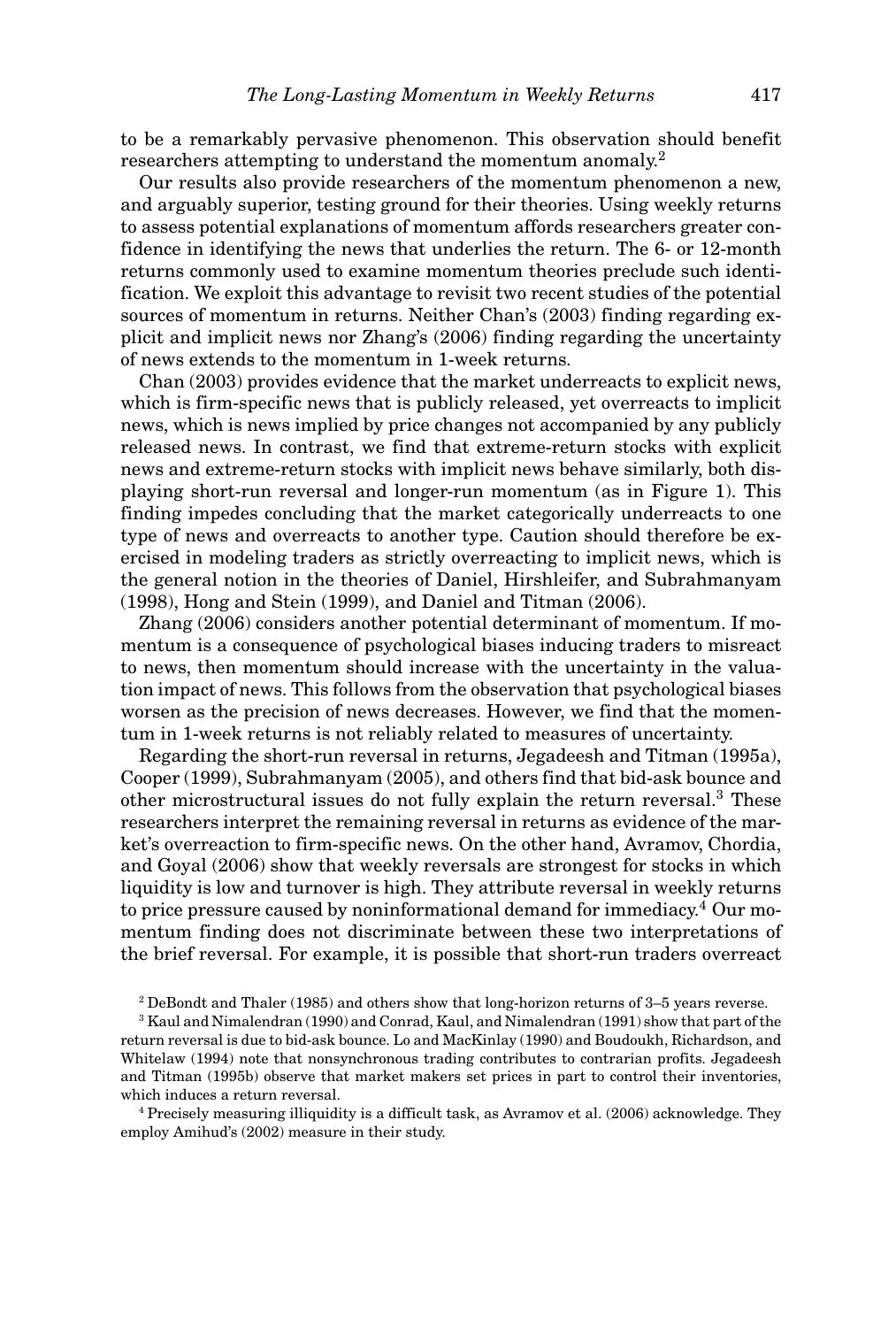to be a remarkably pervasive phenomenon. This observation should benefit researchers attempting to understand the momentum anomaly.[2]

Our results also provide researchers of the momentum phenomenon a new, and arguably superior, testing ground for their theories. Using weekly returns to assess potential explanations of momentum affords researchers greater confidence in identifying the news that underlies the return. The 6- or 12-month returns commonly used to examine momentum theories preclude such identification. We exploit this advantage to revisit two recent studies of the potential sources of momentum in returns. Neither Chan's (2003) finding regarding explicit and implicit news nor Zhang's (2006) finding regarding the uncertainty of news extends to the momentum in 1-week returns.

Chan (2003) provides evidence that the market underreacts to explicit news, which is firm-specific news that is publicly released, yet overreacts to implicit news, which is news implied by price changes not accompanied by any publicly released news. In contrast, we find that extreme-return stocks with explicit news and extreme-return stocks with implicit news behave similarly, both displaying short-run reversal and longer-run momentum (as in Figure 1). This finding impedes concluding that the market categorically underreacts to one type of news and overreacts to another type. Caution should therefore be exercised in modeling traders as strictly overreacting to implicit news, which is the general notion in the theories of Daniel, Hirshleifer, and Subrahmanyam (1998), Hong and Stein (1999), and Daniel and Titman (2006).

Zhang (2006) considers another potential determinant of momentum. If momentum is a consequence of psychological biases inducing traders to misreact to news, then momentum should increase with the uncertainty in the valuation impact of news. This follows from the observation that psychological biases worsen as the precision of news decreases. However, we find that the momentum in 1-week returns is not reliably related to measures of uncertainty.

Regarding the short-run reversal in returns, Jegadeesh and Titman (1995a), Cooper (1999), Subrahmanyam (2005), and others find that bid-ask bounce and other microstructural issues do not fully explain the return reversal.[3] These researchers interpret the remaining reversal in returns as evidence of the market's overreaction to firm-specific news. On the other hand, Avramov, Chordia, and Goyal (2006) show that weekly reversals are strongest for stocks in which liquidity is low and turnover is high. They attribute reversal in weekly returns to price pressure caused by noninformational demand for immediacy.[4] Our momentum finding does not discriminate between these two interpretations of the brief reversal. For example, it is possible that short-run traders overreact

[2] DeBondt and Thaler (1985) and others show that long-horizon returns of 3–5 years reverse.

[3] Kaul and Nimalendran (1990) and Conrad, Kaul, and Nimalendran (1991) show that part of the return reversal is due to bid-ask bounce. Lo and MacKinlay (1990) and Boudoukh, Richardson, and Whitelaw (1994) note that nonsynchronous trading contributes to contrarian profits. Jegadeesh and Titman (1995b) observe that market makers set prices in part to control their inventories, which induces a return reversal.

[4] Precisely measuring illiquidity is a difficult task, as Avramov et al. (2006) acknowledge. They employ Amihud's (2002) measure in their study.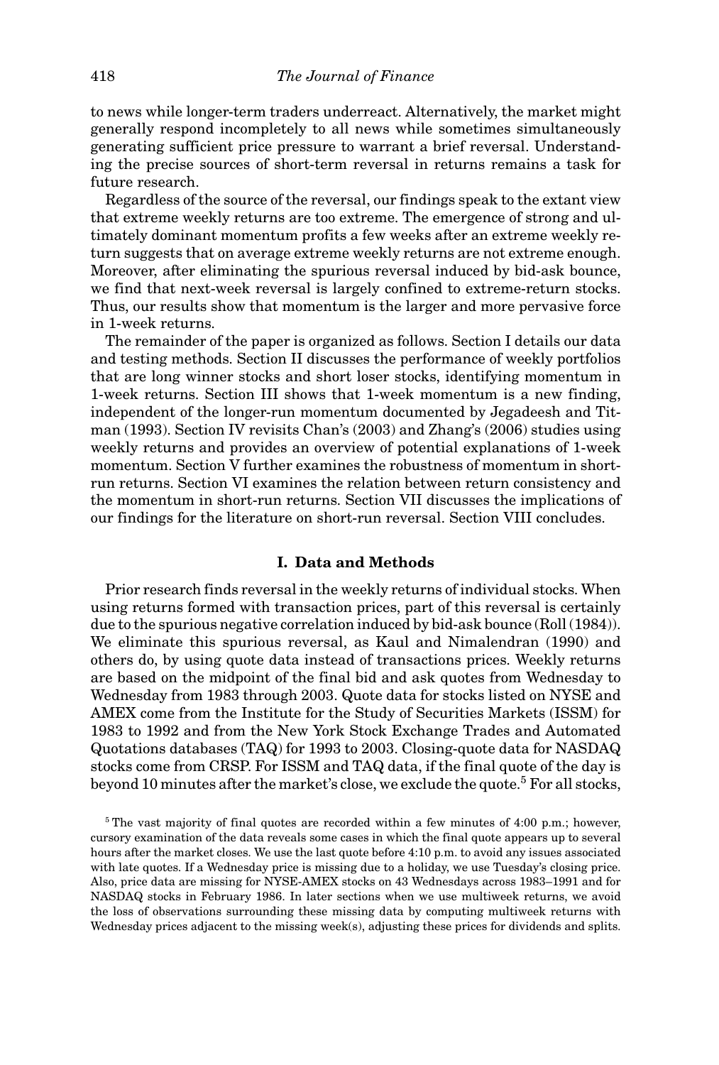to news while longer-term traders underreact. Alternatively, the market might generally respond incompletely to all news while sometimes simultaneously generating sufficient price pressure to warrant a brief reversal. Understanding the precise sources of short-term reversal in returns remains a task for future research.

Regardless of the source of the reversal, our findings speak to the extant view that extreme weekly returns are too extreme. The emergence of strong and ultimately dominant momentum profits a few weeks after an extreme weekly return suggests that on average extreme weekly returns are not extreme enough. Moreover, after eliminating the spurious reversal induced by bid-ask bounce, we find that next-week reversal is largely confined to extreme-return stocks. Thus, our results show that momentum is the larger and more pervasive force in 1-week returns.

The remainder of the paper is organized as follows. Section I details our data and testing methods. Section II discusses the performance of weekly portfolios that are long winner stocks and short loser stocks, identifying momentum in 1-week returns. Section III shows that 1-week momentum is a new finding, independent of the longer-run momentum documented by Jegadeesh and Titman (1993). Section IV revisits Chan's (2003) and Zhang's (2006) studies using weekly returns and provides an overview of potential explanations of 1-week momentum. Section V further examines the robustness of momentum in short-run returns. Section VI examines the relation between return consistency and the momentum in short-run returns. Section VII discusses the implications of our findings for the literature on short-run reversal. Section VIII concludes.

## I. Data and Methods

Prior research finds reversal in the weekly returns of individual stocks. When using returns formed with transaction prices, part of this reversal is certainly due to the spurious negative correlation induced by bid-ask bounce (Roll (1984)). We eliminate this spurious reversal, as Kaul and Nimalendran (1990) and others do, by using quote data instead of transactions prices. Weekly returns are based on the midpoint of the final bid and ask quotes from Wednesday to Wednesday from 1983 through 2003. Quote data for stocks listed on NYSE and AMEX come from the Institute for the Study of Securities Markets (ISSM) for 1983 to 1992 and from the New York Stock Exchange Trades and Automated Quotations databases (TAQ) for 1993 to 2003. Closing-quote data for NASDAQ stocks come from CRSP. For ISSM and TAQ data, if the final quote of the day is beyond 10 minutes after the market's close, we exclude the quote.[5] For all stocks,

[5] The vast majority of final quotes are recorded within a few minutes of 4:00 p.m.; however, cursory examination of the data reveals some cases in which the final quote appears up to several hours after the market closes. We use the last quote before 4:10 p.m. to avoid any issues associated with late quotes. If a Wednesday price is missing due to a holiday, we use Tuesday's closing price. Also, price data are missing for NYSE-AMEX stocks on 43 Wednesdays across 1983–1991 and for NASDAQ stocks in February 1986. In later sections when we use multiweek returns, we avoid the loss of observations surrounding these missing data by computing multiweek returns with Wednesday prices adjacent to the missing week(s), adjusting these prices for dividends and splits.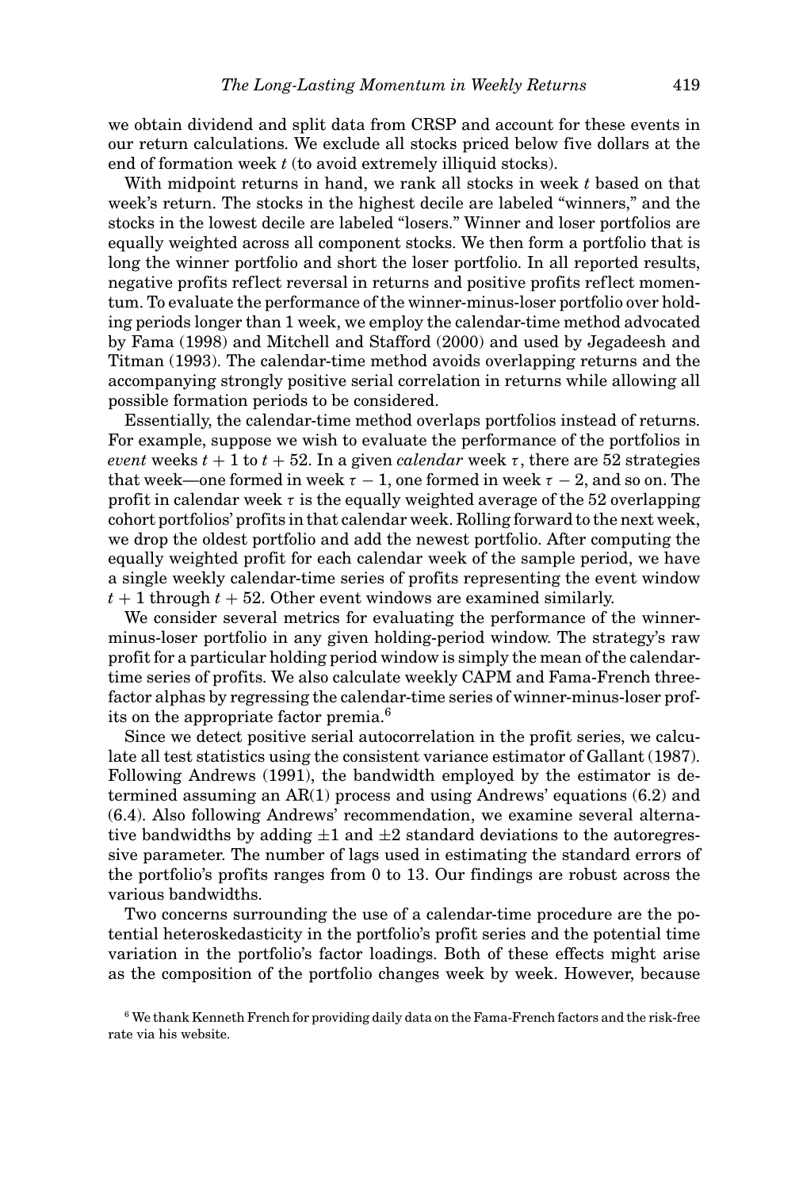we obtain dividend and split data from CRSP and account for these events in our return calculations. We exclude all stocks priced below five dollars at the end of formation week $t$ (to avoid extremely illiquid stocks).

With midpoint returns in hand, we rank all stocks in week $t$ based on that week's return. The stocks in the highest decile are labeled "winners," and the stocks in the lowest decile are labeled "losers." Winner and loser portfolios are equally weighted across all component stocks. We then form a portfolio that is long the winner portfolio and short the loser portfolio. In all reported results, negative profits reflect reversal in returns and positive profits reflect momentum. To evaluate the performance of the winner-minus-loser portfolio over holding periods longer than 1 week, we employ the calendar-time method advocated by Fama (1998) and Mitchell and Stafford (2000) and used by Jegadeesh and Titman (1993). The calendar-time method avoids overlapping returns and the accompanying strongly positive serial correlation in returns while allowing all possible formation periods to be considered.

Essentially, the calendar-time method overlaps portfolios instead of returns. For example, suppose we wish to evaluate the performance of the portfolios in *event* weeks $t + 1$ to $t + 52$. In a given *calendar* week $\tau$, there are 52 strategies that week—one formed in week $\tau - 1$, one formed in week $\tau - 2$, and so on. The profit in calendar week $\tau$ is the equally weighted average of the 52 overlapping cohort portfolios' profits in that calendar week. Rolling forward to the next week, we drop the oldest portfolio and add the newest portfolio. After computing the equally weighted profit for each calendar week of the sample period, we have a single weekly calendar-time series of profits representing the event window $t + 1$ through $t + 52$. Other event windows are examined similarly.

We consider several metrics for evaluating the performance of the winner-minus-loser portfolio in any given holding-period window. The strategy's raw profit for a particular holding period window is simply the mean of the calendar-time series of profits. We also calculate weekly CAPM and Fama-French three-factor alphas by regressing the calendar-time series of winner-minus-loser profits on the appropriate factor premia.[6]

Since we detect positive serial autocorrelation in the profit series, we calculate all test statistics using the consistent variance estimator of Gallant (1987). Following Andrews (1991), the bandwidth employed by the estimator is determined assuming an AR(1) process and using Andrews' equations (6.2) and (6.4). Also following Andrews' recommendation, we examine several alternative bandwidths by adding $\pm 1$ and $\pm 2$ standard deviations to the autoregressive parameter. The number of lags used in estimating the standard errors of the portfolio's profits ranges from 0 to 13. Our findings are robust across the various bandwidths.

Two concerns surrounding the use of a calendar-time procedure are the potential heteroskedasticity in the portfolio's profit series and the potential time variation in the portfolio's factor loadings. Both of these effects might arise as the composition of the portfolio changes week by week. However, because

[6] We thank Kenneth French for providing daily data on the Fama-French factors and the risk-free rate via his website.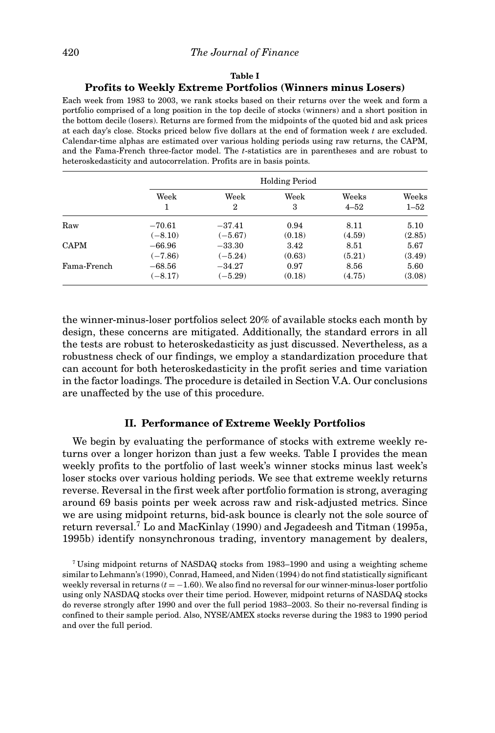**Table I**

**Profits to Weekly Extreme Portfolios (Winners minus Losers)**

Each week from 1983 to 2003, we rank stocks based on their returns over the week and form a portfolio comprised of a long position in the top decile of stocks (winners) and a short position in the bottom decile (losers). Returns are formed from the midpoints of the quoted bid and ask prices at each day's close. Stocks priced below five dollars at the end of formation week $t$ are excluded. Calendar-time alphas are estimated over various holding periods using raw returns, the CAPM, and the Fama-French three-factor model. The $t$-statistics are in parentheses and are robust to heteroskedasticity and autocorrelation. Profits are in basis points.

| | Holding Period | | | | |
|---|---|---|---|---|---|
| | Week 1 | Week 2 | Week 3 | Weeks 4–52 | Weeks 1–52 |
| Raw | −70.61 | −37.41 | 0.94 | 8.11 | 5.10 |
| | (−8.10) | (−5.67) | (0.18) | (4.59) | (2.85) |
| CAPM | −66.96 | −33.30 | 3.42 | 8.51 | 5.67 |
| | (−7.86) | (−5.24) | (0.63) | (5.21) | (3.49) |
| Fama-French | −68.56 | −34.27 | 0.97 | 8.56 | 5.60 |
| | (−8.17) | (−5.29) | (0.18) | (4.75) | (3.08) |

the winner-minus-loser portfolios select 20% of available stocks each month by design, these concerns are mitigated. Additionally, the standard errors in all the tests are robust to heteroskedasticity as just discussed. Nevertheless, as a robustness check of our findings, we employ a standardization procedure that can account for both heteroskedasticity in the profit series and time variation in the factor loadings. The procedure is detailed in Section V.A. Our conclusions are unaffected by the use of this procedure.

## II. Performance of Extreme Weekly Portfolios

We begin by evaluating the performance of stocks with extreme weekly returns over a longer horizon than just a few weeks. Table I provides the mean weekly profits to the portfolio of last week's winner stocks minus last week's loser stocks over various holding periods. We see that extreme weekly returns reverse. Reversal in the first week after portfolio formation is strong, averaging around 69 basis points per week across raw and risk-adjusted metrics. Since we are using midpoint returns, bid-ask bounce is clearly not the sole source of return reversal.[7] Lo and MacKinlay (1990) and Jegadeesh and Titman (1995a, 1995b) identify nonsynchronous trading, inventory management by dealers,

[7] Using midpoint returns of NASDAQ stocks from 1983–1990 and using a weighting scheme similar to Lehmann's (1990), Conrad, Hameed, and Niden (1994) do not find statistically significant weekly reversal in returns ($t = -1.60$). We also find no reversal for our winner-minus-loser portfolio using only NASDAQ stocks over their time period. However, midpoint returns of NASDAQ stocks do reverse strongly after 1990 and over the full period 1983–2003. So their no-reversal finding is confined to their sample period. Also, NYSE/AMEX stocks reverse during the 1983 to 1990 period and over the full period.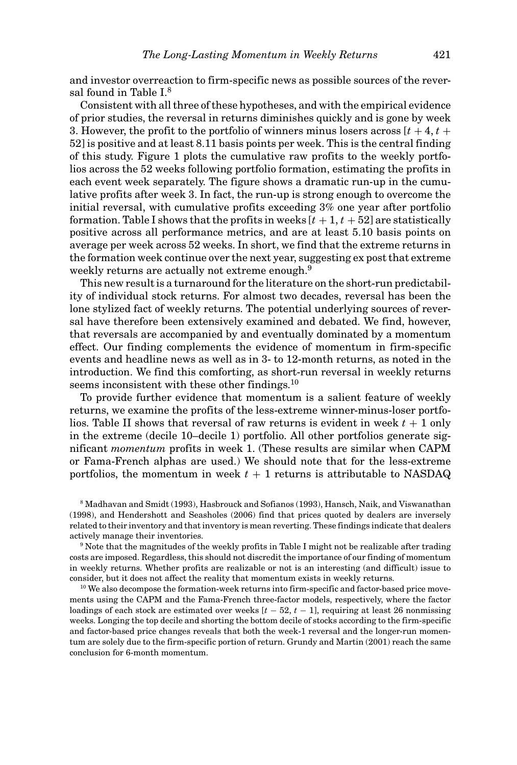and investor overreaction to firm-specific news as possible sources of the reversal found in Table I.[8]

Consistent with all three of these hypotheses, and with the empirical evidence of prior studies, the reversal in returns diminishes quickly and is gone by week 3. However, the profit to the portfolio of winners minus losers across $[t + 4, t + 52]$ is positive and at least 8.11 basis points per week. This is the central finding of this study. Figure 1 plots the cumulative raw profits to the weekly portfolios across the 52 weeks following portfolio formation, estimating the profits in each event week separately. The figure shows a dramatic run-up in the cumulative profits after week 3. In fact, the run-up is strong enough to overcome the initial reversal, with cumulative profits exceeding 3% one year after portfolio formation. Table I shows that the profits in weeks $[t + 1, t + 52]$ are statistically positive across all performance metrics, and are at least 5.10 basis points on average per week across 52 weeks. In short, we find that the extreme returns in the formation week continue over the next year, suggesting ex post that extreme weekly returns are actually not extreme enough.[9]

This new result is a turnaround for the literature on the short-run predictability of individual stock returns. For almost two decades, reversal has been the lone stylized fact of weekly returns. The potential underlying sources of reversal have therefore been extensively examined and debated. We find, however, that reversals are accompanied by and eventually dominated by a momentum effect. Our finding complements the evidence of momentum in firm-specific events and headline news as well as in 3- to 12-month returns, as noted in the introduction. We find this comforting, as short-run reversal in weekly returns seems inconsistent with these other findings.[10]

To provide further evidence that momentum is a salient feature of weekly returns, we examine the profits of the less-extreme winner-minus-loser portfolios. Table II shows that reversal of raw returns is evident in week $t + 1$ only in the extreme (decile 10–decile 1) portfolio. All other portfolios generate significant *momentum* profits in week 1. (These results are similar when CAPM or Fama-French alphas are used.) We should note that for the less-extreme portfolios, the momentum in week $t + 1$ returns is attributable to NASDAQ

[8] Madhavan and Smidt (1993), Hasbrouck and Sofianos (1993), Hansch, Naik, and Viswanathan (1998), and Hendershott and Seasholes (2006) find that prices quoted by dealers are inversely related to their inventory and that inventory is mean reverting. These findings indicate that dealers actively manage their inventories.

[9] Note that the magnitudes of the weekly profits in Table I might not be realizable after trading costs are imposed. Regardless, this should not discredit the importance of our finding of momentum in weekly returns. Whether profits are realizable or not is an interesting (and difficult) issue to consider, but it does not affect the reality that momentum exists in weekly returns.

[10] We also decompose the formation-week returns into firm-specific and factor-based price movements using the CAPM and the Fama-French three-factor models, respectively, where the factor loadings of each stock are estimated over weeks $[t - 52, t - 1]$, requiring at least 26 nonmissing weeks. Longing the top decile and shorting the bottom decile of stocks according to the firm-specific and factor-based price changes reveals that both the week-1 reversal and the longer-run momentum are solely due to the firm-specific portion of return. Grundy and Martin (2001) reach the same conclusion for 6-month momentum.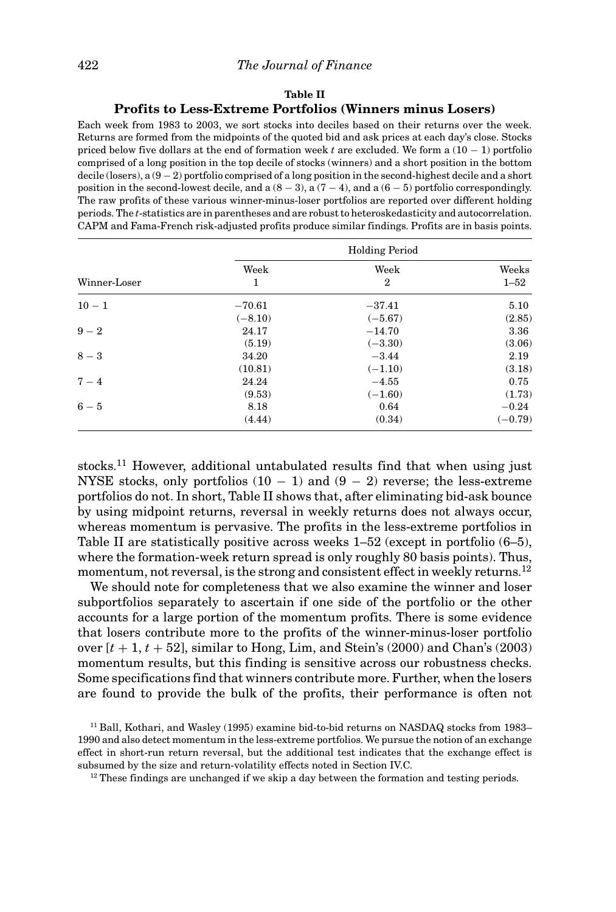**Table II**

**Profits to Less-Extreme Portfolios (Winners minus Losers)**

Each week from 1983 to 2003, we sort stocks into deciles based on their returns over the week. Returns are formed from the midpoints of the quoted bid and ask prices at each day's close. Stocks priced below five dollars at the end of formation week $t$ are excluded. We form a $(10 - 1)$ portfolio comprised of a long position in the top decile of stocks (winners) and a short position in the bottom decile (losers), a $(9 - 2)$ portfolio comprised of a long position in the second-highest decile and a short position in the second-lowest decile, and a $(8 - 3)$, a $(7 - 4)$, and a $(6 - 5)$ portfolio correspondingly. The raw profits of these various winner-minus-loser portfolios are reported over different holding periods. The $t$-statistics are in parentheses and are robust to heteroskedasticity and autocorrelation. CAPM and Fama-French risk-adjusted profits produce similar findings. Profits are in basis points.

| | Holding Period | | |
|---|---|---|---|
| Winner-Loser | Week 1 | Week 2 | Weeks 1–52 |
| 10 − 1 | −70.61 | −37.41 | 5.10 |
| | (−8.10) | (−5.67) | (2.85) |
| 9 − 2 | 24.17 | −14.70 | 3.36 |
| | (5.19) | (−3.30) | (3.06) |
| 8 − 3 | 34.20 | −3.44 | 2.19 |
| | (10.81) | (−1.10) | (3.18) |
| 7 − 4 | 24.24 | −4.55 | 0.75 |
| | (9.53) | (−1.60) | (1.73) |
| 6 − 5 | 8.18 | 0.64 | −0.24 |
| | (4.44) | (0.34) | (−0.79) |

stocks.[11] However, additional untabulated results find that when using just NYSE stocks, only portfolios $(10 - 1)$ and $(9 - 2)$ reverse; the less-extreme portfolios do not. In short, Table II shows that, after eliminating bid-ask bounce by using midpoint returns, reversal in weekly returns does not always occur, whereas momentum is pervasive. The profits in the less-extreme portfolios in Table II are statistically positive across weeks 1–52 (except in portfolio (6–5), where the formation-week return spread is only roughly 80 basis points). Thus, momentum, not reversal, is the strong and consistent effect in weekly returns.[12]

We should note for completeness that we also examine the winner and loser subportfolios separately to ascertain if one side of the portfolio or the other accounts for a large portion of the momentum profits. There is some evidence that losers contribute more to the profits of the winner-minus-loser portfolio over $[t + 1, t + 52]$, similar to Hong, Lim, and Stein's (2000) and Chan's (2003) momentum results, but this finding is sensitive across our robustness checks. Some specifications find that winners contribute more. Further, when the losers are found to provide the bulk of the profits, their performance is often not

[11] Ball, Kothari, and Wasley (1995) examine bid-to-bid returns on NASDAQ stocks from 1983–1990 and also detect momentum in the less-extreme portfolios. We pursue the notion of an exchange effect in short-run return reversal, but the additional test indicates that the exchange effect is subsumed by the size and return-volatility effects noted in Section IV.C.

[12] These findings are unchanged if we skip a day between the formation and testing periods.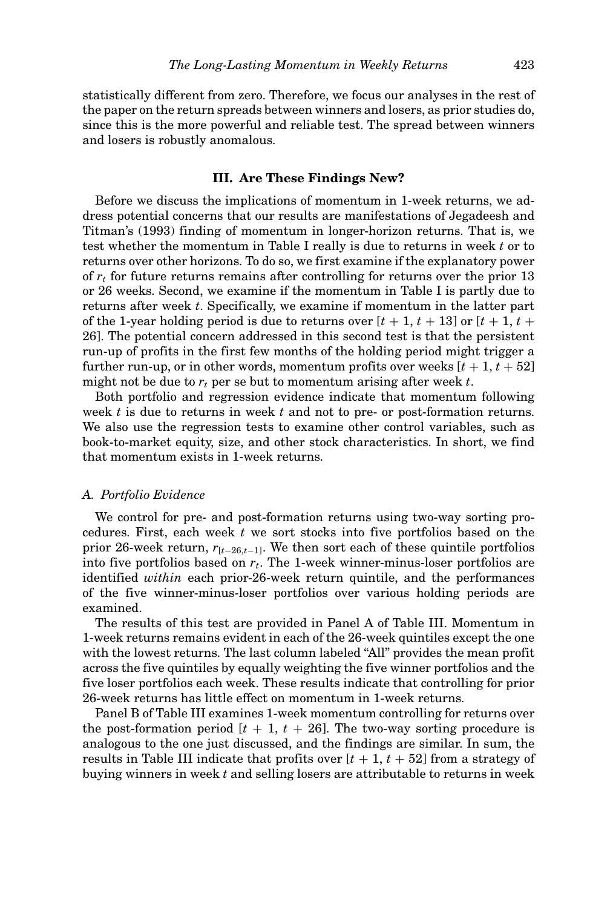statistically different from zero. Therefore, we focus our analyses in the rest of the paper on the return spreads between winners and losers, as prior studies do, since this is the more powerful and reliable test. The spread between winners and losers is robustly anomalous.

## III. Are These Findings New?

Before we discuss the implications of momentum in 1-week returns, we address potential concerns that our results are manifestations of Jegadeesh and Titman's (1993) finding of momentum in longer-horizon returns. That is, we test whether the momentum in Table I really is due to returns in week $t$ or to returns over other horizons. To do so, we first examine if the explanatory power of $r_t$ for future returns remains after controlling for returns over the prior 13 or 26 weeks. Second, we examine if the momentum in Table I is partly due to returns after week $t$. Specifically, we examine if momentum in the latter part of the 1-year holding period is due to returns over $[t + 1, t + 13]$ or $[t + 1, t + 26]$. The potential concern addressed in this second test is that the persistent run-up of profits in the first few months of the holding period might trigger a further run-up, or in other words, momentum profits over weeks $[t + 1, t + 52]$ might not be due to $r_t$ per se but to momentum arising after week $t$.

Both portfolio and regression evidence indicate that momentum following week $t$ is due to returns in week $t$ and not to pre- or post-formation returns. We also use the regression tests to examine other control variables, such as book-to-market equity, size, and other stock characteristics. In short, we find that momentum exists in 1-week returns.

### A. Portfolio Evidence

We control for pre- and post-formation returns using two-way sorting procedures. First, each week $t$ we sort stocks into five portfolios based on the prior 26-week return, $r_{[t-26,t-1]}$. We then sort each of these quintile portfolios into five portfolios based on $r_t$. The 1-week winner-minus-loser portfolios are identified *within* each prior-26-week return quintile, and the performances of the five winner-minus-loser portfolios over various holding periods are examined.

The results of this test are provided in Panel A of Table III. Momentum in 1-week returns remains evident in each of the 26-week quintiles except the one with the lowest returns. The last column labeled "All" provides the mean profit across the five quintiles by equally weighting the five winner portfolios and the five loser portfolios each week. These results indicate that controlling for prior 26-week returns has little effect on momentum in 1-week returns.

Panel B of Table III examines 1-week momentum controlling for returns over the post-formation period $[t + 1, t + 26]$. The two-way sorting procedure is analogous to the one just discussed, and the findings are similar. In sum, the results in Table III indicate that profits over $[t + 1, t + 52]$ from a strategy of buying winners in week $t$ and selling losers are attributable to returns in week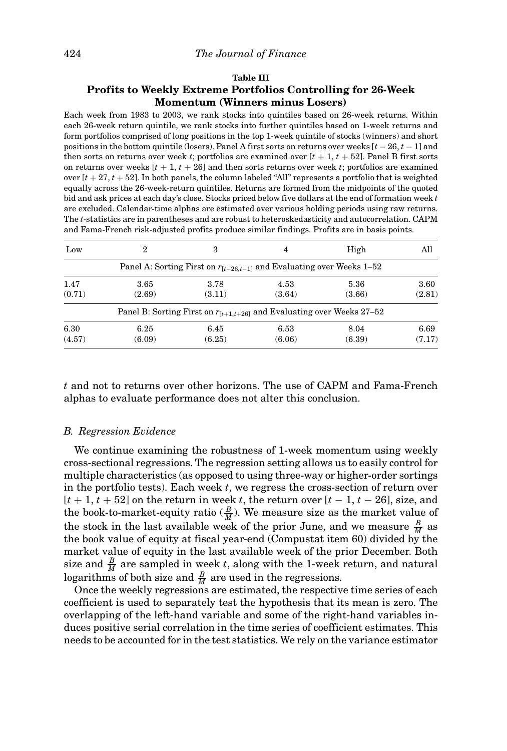**Table III**

**Profits to Weekly Extreme Portfolios Controlling for 26-Week Momentum (Winners minus Losers)**

Each week from 1983 to 2003, we rank stocks into quintiles based on 26-week returns. Within each 26-week return quintile, we rank stocks into further quintiles based on 1-week returns and form portfolios comprised of long positions in the top 1-week quintile of stocks (winners) and short positions in the bottom quintile (losers). Panel A first sorts on returns over weeks $[t-26, t-1]$ and then sorts on returns over week $t$; portfolios are examined over $[t+1, t+52]$. Panel B first sorts on returns over weeks $[t+1, t+26]$ and then sorts returns over week $t$; portfolios are examined over $[t+27, t+52]$. In both panels, the column labeled "All" represents a portfolio that is weighted equally across the 26-week-return quintiles. Returns are formed from the midpoints of the quoted bid and ask prices at each day's close. Stocks priced below five dollars at the end of formation week $t$ are excluded. Calendar-time alphas are estimated over various holding periods using raw returns. The $t$-statistics are in parentheses and are robust to heteroskedasticity and autocorrelation. CAPM and Fama-French risk-adjusted profits produce similar findings. Profits are in basis points.

| Low | 2 | 3 | 4 | High | All |
|---|---|---|---|---|---|
| Panel A: Sorting First on $r_{[t-26,t-1]}$ and Evaluating over Weeks 1–52 | | | | | |
| 1.47 | 3.65 | 3.78 | 4.53 | 5.36 | 3.60 |
| (0.71) | (2.69) | (3.11) | (3.64) | (3.66) | (2.81) |
| Panel B: Sorting First on $r_{[t+1,t+26]}$ and Evaluating over Weeks 27–52 | | | | | |
| 6.30 | 6.25 | 6.45 | 6.53 | 8.04 | 6.69 |
| (4.57) | (6.09) | (6.25) | (6.06) | (6.39) | (7.17) |

$t$ and not to returns over other horizons. The use of CAPM and Fama-French alphas to evaluate performance does not alter this conclusion.

### B. Regression Evidence

We continue examining the robustness of 1-week momentum using weekly cross-sectional regressions. The regression setting allows us to easily control for multiple characteristics (as opposed to using three-way or higher-order sortings in the portfolio tests). Each week $t$, we regress the cross-section of return over $[t+1, t+52]$ on the return in week $t$, the return over $[t-1, t-26]$, size, and the book-to-market-equity ratio ($\frac{B}{M}$). We measure size as the market value of the stock in the last available week of the prior June, and we measure $\frac{B}{M}$ as the book value of equity at fiscal year-end (Compustat item 60) divided by the market value of equity in the last available week of the prior December. Both size and $\frac{B}{M}$ are sampled in week $t$, along with the 1-week return, and natural logarithms of both size and $\frac{B}{M}$ are used in the regressions.

Once the weekly regressions are estimated, the respective time series of each coefficient is used to separately test the hypothesis that its mean is zero. The overlapping of the left-hand variable and some of the right-hand variables induces positive serial correlation in the time series of coefficient estimates. This needs to be accounted for in the test statistics. We rely on the variance estimator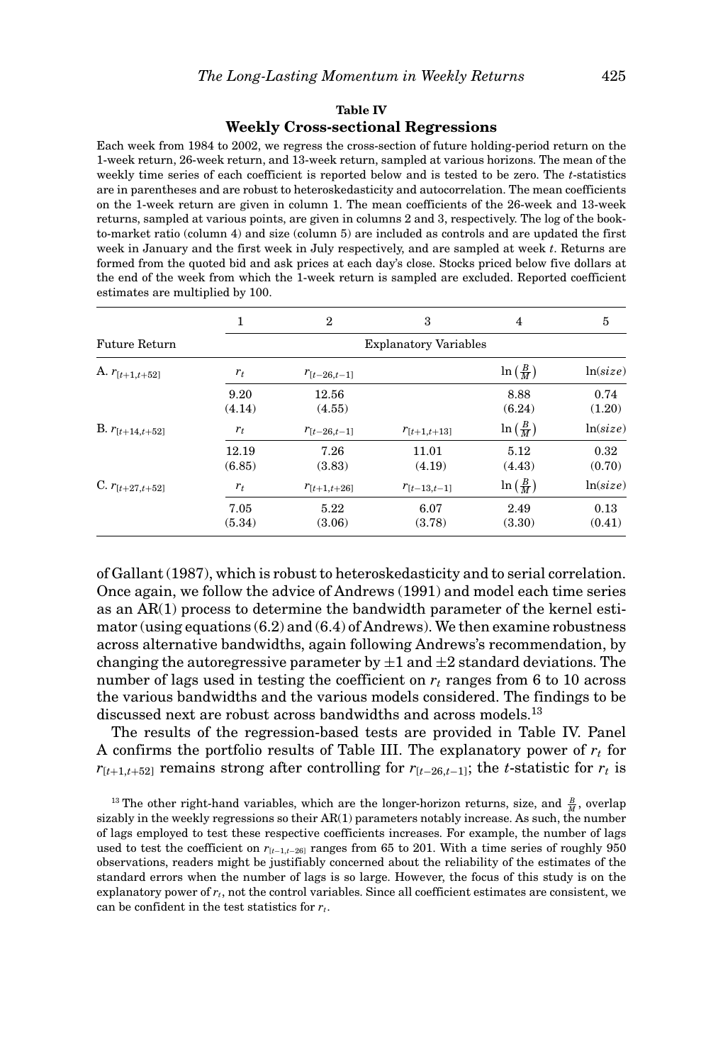**Table IV**

**Weekly Cross-sectional Regressions**

Each week from 1984 to 2002, we regress the cross-section of future holding-period return on the 1-week return, 26-week return, and 13-week return, sampled at various horizons. The mean of the weekly time series of each coefficient is reported below and is tested to be zero. The $t$-statistics are in parentheses and are robust to heteroskedasticity and autocorrelation. The mean coefficients on the 1-week return are given in column 1. The mean coefficients of the 26-week and 13-week returns, sampled at various points, are given in columns 2 and 3, respectively. The log of the book-to-market ratio (column 4) and size (column 5) are included as controls and are updated the first week in January and the first week in July respectively, and are sampled at week $t$. Returns are formed from the quoted bid and ask prices at each day's close. Stocks priced below five dollars at the end of the week from which the 1-week return is sampled are excluded. Reported coefficient estimates are multiplied by 100.

| | 1 | 2 | 3 | 4 | 5 |
|---|---|---|---|---|---|
| Future Return | Explanatory Variables | | | | |
| A. $r_{[t+1,t+52]}$ | $r_t$ | $r_{[t-26,t-1]}$ | | $\ln\left(\frac{B}{M}\right)$ | $\ln(size)$ |
| | 9.20 | 12.56 | | 8.88 | 0.74 |
| | (4.14) | (4.55) | | (6.24) | (1.20) |
| B. $r_{[t+14,t+52]}$ | $r_t$ | $r_{[t-26,t-1]}$ | $r_{[t+1,t+13]}$ | $\ln\left(\frac{B}{M}\right)$ | $\ln(size)$ |
| | 12.19 | 7.26 | 11.01 | 5.12 | 0.32 |
| | (6.85) | (3.83) | (4.19) | (4.43) | (0.70) |
| C. $r_{[t+27,t+52]}$ | $r_t$ | $r_{[t+1,t+26]}$ | $r_{[t-13,t-1]}$ | $\ln\left(\frac{B}{M}\right)$ | $\ln(size)$ |
| | 7.05 | 5.22 | 6.07 | 2.49 | 0.13 |
| | (5.34) | (3.06) | (3.78) | (3.30) | (0.41) |

of Gallant (1987), which is robust to heteroskedasticity and to serial correlation. Once again, we follow the advice of Andrews (1991) and model each time series as an AR(1) process to determine the bandwidth parameter of the kernel estimator (using equations (6.2) and (6.4) of Andrews). We then examine robustness across alternative bandwidths, again following Andrews's recommendation, by changing the autoregressive parameter by $\pm1$ and $\pm2$ standard deviations. The number of lags used in testing the coefficient on $r_t$ ranges from 6 to 10 across the various bandwidths and the various models considered. The findings to be discussed next are robust across bandwidths and across models.[13]

The results of the regression-based tests are provided in Table IV. Panel A confirms the portfolio results of Table III. The explanatory power of $r_t$ for $r_{[t+1,t+52]}$ remains strong after controlling for $r_{[t-26,t-1]}$; the $t$-statistic for $r_t$ is

[13] The other right-hand variables, which are the longer-horizon returns, size, and $\frac{B}{M}$, overlap sizably in the weekly regressions so their AR(1) parameters notably increase. As such, the number of lags employed to test these respective coefficients increases. For example, the number of lags used to test the coefficient on $r_{[t-1,t-26]}$ ranges from 65 to 201. With a time series of roughly 950 observations, readers might be justifiably concerned about the reliability of the estimates of the standard errors when the number of lags is so large. However, the focus of this study is on the explanatory power of $r_t$, not the control variables. Since all coefficient estimates are consistent, we can be confident in the test statistics for $r_t$.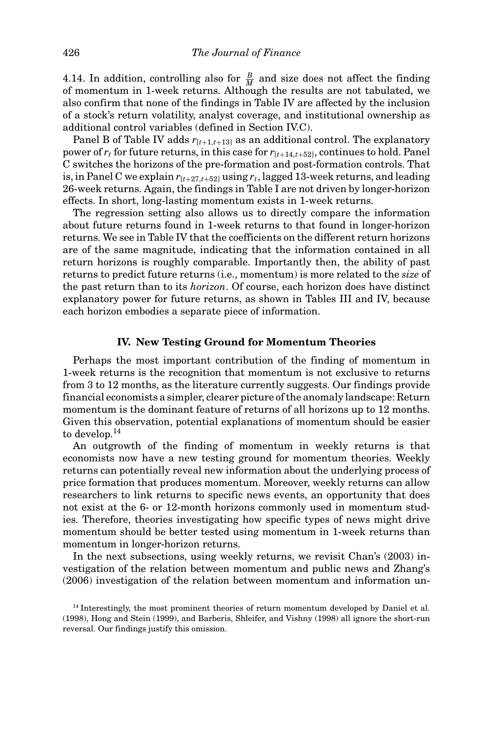4.14. In addition, controlling also for $\frac{B}{M}$ and size does not affect the finding of momentum in 1-week returns. Although the results are not tabulated, we also confirm that none of the findings in Table IV are affected by the inclusion of a stock's return volatility, analyst coverage, and institutional ownership as additional control variables (defined in Section IV.C).

Panel B of Table IV adds $r_{[t+1,t+13]}$ as an additional control. The explanatory power of $r_t$ for future returns, in this case for $r_{[t+14,t+52]}$, continues to hold. Panel C switches the horizons of the pre-formation and post-formation controls. That is, in Panel C we explain $r_{[t+27,t+52]}$ using $r_t$, lagged 13-week returns, and leading 26-week returns. Again, the findings in Table I are not driven by longer-horizon effects. In short, long-lasting momentum exists in 1-week returns.

The regression setting also allows us to directly compare the information about future returns found in 1-week returns to that found in longer-horizon returns. We see in Table IV that the coefficients on the different return horizons are of the same magnitude, indicating that the information contained in all return horizons is roughly comparable. Importantly then, the ability of past returns to predict future returns (i.e., momentum) is more related to the *size* of the past return than to its *horizon*. Of course, each horizon does have distinct explanatory power for future returns, as shown in Tables III and IV, because each horizon embodies a separate piece of information.

## IV. New Testing Ground for Momentum Theories

Perhaps the most important contribution of the finding of momentum in 1-week returns is the recognition that momentum is not exclusive to returns from 3 to 12 months, as the literature currently suggests. Our findings provide financial economists a simpler, clearer picture of the anomaly landscape: Return momentum is the dominant feature of returns of all horizons up to 12 months. Given this observation, potential explanations of momentum should be easier to develop.[14]

An outgrowth of the finding of momentum in weekly returns is that economists now have a new testing ground for momentum theories. Weekly returns can potentially reveal new information about the underlying process of price formation that produces momentum. Moreover, weekly returns can allow researchers to link returns to specific news events, an opportunity that does not exist at the 6- or 12-month horizons commonly used in momentum studies. Therefore, theories investigating how specific types of news might drive momentum should be better tested using momentum in 1-week returns than momentum in longer-horizon returns.

In the next subsections, using weekly returns, we revisit Chan's (2003) investigation of the relation between momentum and public news and Zhang's (2006) investigation of the relation between momentum and information un-

[14] Interestingly, the most prominent theories of return momentum developed by Daniel et al. (1998), Hong and Stein (1999), and Barberis, Shleifer, and Vishny (1998) all ignore the short-run reversal. Our findings justify this omission.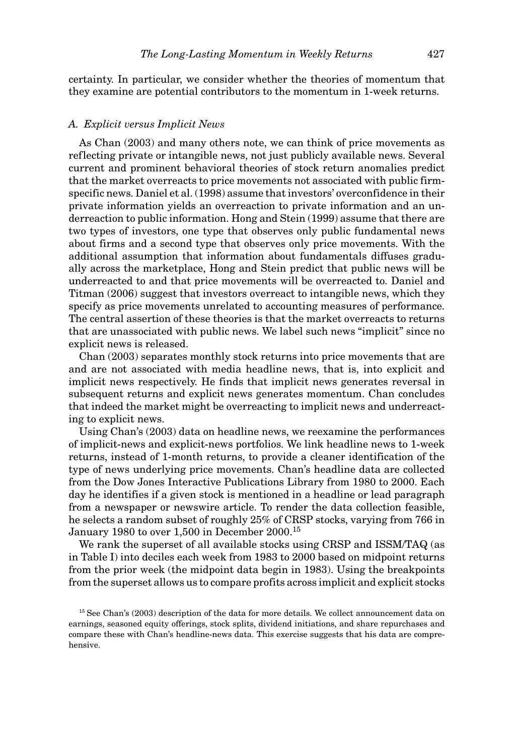certainty. In particular, we consider whether the theories of momentum that they examine are potential contributors to the momentum in 1-week returns.

### *A. Explicit versus Implicit News*

As Chan (2003) and many others note, we can think of price movements as reflecting private or intangible news, not just publicly available news. Several current and prominent behavioral theories of stock return anomalies predict that the market overreacts to price movements not associated with public firm-specific news. Daniel et al. (1998) assume that investors' overconfidence in their private information yields an overreaction to private information and an underreaction to public information. Hong and Stein (1999) assume that there are two types of investors, one type that observes only public fundamental news about firms and a second type that observes only price movements. With the additional assumption that information about fundamentals diffuses gradually across the marketplace, Hong and Stein predict that public news will be underreacted to and that price movements will be overreacted to. Daniel and Titman (2006) suggest that investors overreact to intangible news, which they specify as price movements unrelated to accounting measures of performance. The central assertion of these theories is that the market overreacts to returns that are unassociated with public news. We label such news "implicit" since no explicit news is released.

Chan (2003) separates monthly stock returns into price movements that are and are not associated with media headline news, that is, into explicit and implicit news respectively. He finds that implicit news generates reversal in subsequent returns and explicit news generates momentum. Chan concludes that indeed the market might be overreacting to implicit news and underreacting to explicit news.

Using Chan's (2003) data on headline news, we reexamine the performances of implicit-news and explicit-news portfolios. We link headline news to 1-week returns, instead of 1-month returns, to provide a cleaner identification of the type of news underlying price movements. Chan's headline data are collected from the Dow Jones Interactive Publications Library from 1980 to 2000. Each day he identifies if a given stock is mentioned in a headline or lead paragraph from a newspaper or newswire article. To render the data collection feasible, he selects a random subset of roughly 25% of CRSP stocks, varying from 766 in January 1980 to over 1,500 in December 2000.[15]

We rank the superset of all available stocks using CRSP and ISSM/TAQ (as in Table I) into deciles each week from 1983 to 2000 based on midpoint returns from the prior week (the midpoint data begin in 1983). Using the breakpoints from the superset allows us to compare profits across implicit and explicit stocks

[15] See Chan's (2003) description of the data for more details. We collect announcement data on earnings, seasoned equity offerings, stock splits, dividend initiations, and share repurchases and compare these with Chan's headline-news data. This exercise suggests that his data are comprehensive.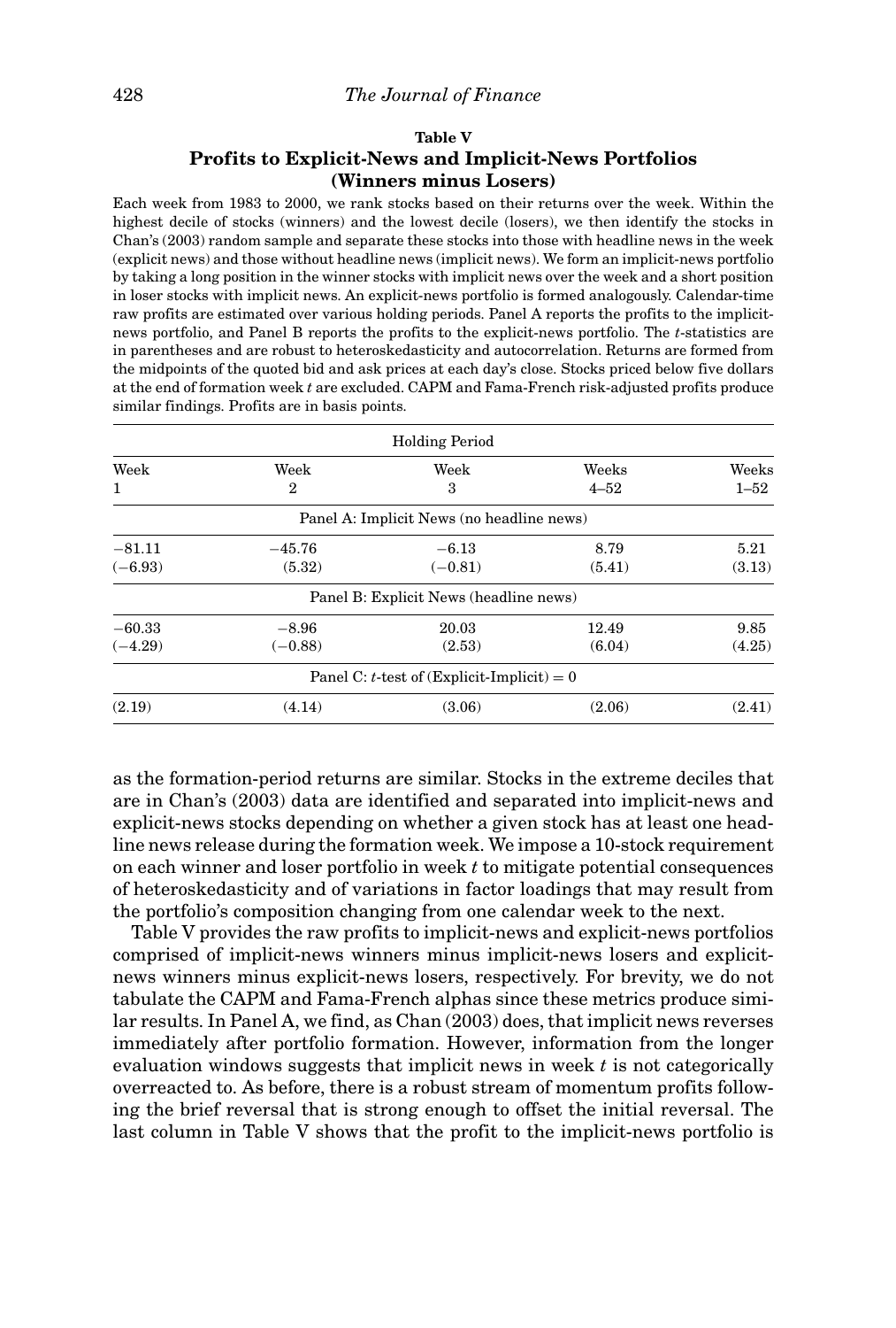**Table V**

**Profits to Explicit-News and Implicit-News Portfolios (Winners minus Losers)**

Each week from 1983 to 2000, we rank stocks based on their returns over the week. Within the highest decile of stocks (winners) and the lowest decile (losers), we then identify the stocks in Chan's (2003) random sample and separate these stocks into those with headline news in the week (explicit news) and those without headline news (implicit news). We form an implicit-news portfolio by taking a long position in the winner stocks with implicit news over the week and a short position in loser stocks with implicit news. An explicit-news portfolio is formed analogously. Calendar-time raw profits are estimated over various holding periods. Panel A reports the profits to the implicit-news portfolio, and Panel B reports the profits to the explicit-news portfolio. The *t*-statistics are in parentheses and are robust to heteroskedasticity and autocorrelation. Returns are formed from the midpoints of the quoted bid and ask prices at each day's close. Stocks priced below five dollars at the end of formation week *t* are excluded. CAPM and Fama-French risk-adjusted profits produce similar findings. Profits are in basis points.

| Holding Period | | | | |
|---|---|---|---|---|
| Week 1 | Week 2 | Week 3 | Weeks 4–52 | Weeks 1–52 |
| Panel A: Implicit News (no headline news) | | | | |
| −81.11 | −45.76 | −6.13 | 8.79 | 5.21 |
| (−6.93) | (5.32) | (−0.81) | (5.41) | (3.13) |
| Panel B: Explicit News (headline news) | | | | |
| −60.33 | −8.96 | 20.03 | 12.49 | 9.85 |
| (−4.29) | (−0.88) | (2.53) | (6.04) | (4.25) |
| Panel C: *t*-test of (Explicit-Implicit) = 0 | | | | |
| (2.19) | (4.14) | (3.06) | (2.06) | (2.41) |

as the formation-period returns are similar. Stocks in the extreme deciles that are in Chan's (2003) data are identified and separated into implicit-news and explicit-news stocks depending on whether a given stock has at least one headline news release during the formation week. We impose a 10-stock requirement on each winner and loser portfolio in week *t* to mitigate potential consequences of heteroskedasticity and of variations in factor loadings that may result from the portfolio's composition changing from one calendar week to the next.

Table V provides the raw profits to implicit-news and explicit-news portfolios comprised of implicit-news winners minus implicit-news losers and explicit-news winners minus explicit-news losers, respectively. For brevity, we do not tabulate the CAPM and Fama-French alphas since these metrics produce similar results. In Panel A, we find, as Chan (2003) does, that implicit news reverses immediately after portfolio formation. However, information from the longer evaluation windows suggests that implicit news in week *t* is not categorically overreacted to. As before, there is a robust stream of momentum profits following the brief reversal that is strong enough to offset the initial reversal. The last column in Table V shows that the profit to the implicit-news portfolio is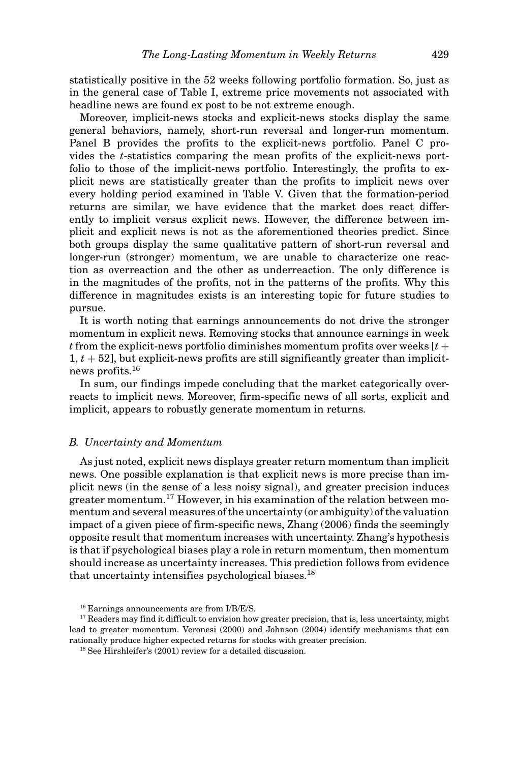statistically positive in the 52 weeks following portfolio formation. So, just as in the general case of Table I, extreme price movements not associated with headline news are found ex post to be not extreme enough.

Moreover, implicit-news stocks and explicit-news stocks display the same general behaviors, namely, short-run reversal and longer-run momentum. Panel B provides the profits to the explicit-news portfolio. Panel C provides the $t$-statistics comparing the mean profits of the explicit-news portfolio to those of the implicit-news portfolio. Interestingly, the profits to explicit news are statistically greater than the profits to implicit news over every holding period examined in Table V. Given that the formation-period returns are similar, we have evidence that the market does react differently to implicit versus explicit news. However, the difference between implicit and explicit news is not as the aforementioned theories predict. Since both groups display the same qualitative pattern of short-run reversal and longer-run (stronger) momentum, we are unable to characterize one reaction as overreaction and the other as underreaction. The only difference is in the magnitudes of the profits, not in the patterns of the profits. Why this difference in magnitudes exists is an interesting topic for future studies to pursue.

It is worth noting that earnings announcements do not drive the stronger momentum in explicit news. Removing stocks that announce earnings in week $t$ from the explicit-news portfolio diminishes momentum profits over weeks $[t+1, t+52]$, but explicit-news profits are still significantly greater than implicit-news profits.[16]

In sum, our findings impede concluding that the market categorically overreacts to implicit news. Moreover, firm-specific news of all sorts, explicit and implicit, appears to robustly generate momentum in returns.

### *B. Uncertainty and Momentum*

As just noted, explicit news displays greater return momentum than implicit news. One possible explanation is that explicit news is more precise than implicit news (in the sense of a less noisy signal), and greater precision induces greater momentum.[17] However, in his examination of the relation between momentum and several measures of the uncertainty (or ambiguity) of the valuation impact of a given piece of firm-specific news, Zhang (2006) finds the seemingly opposite result that momentum increases with uncertainty. Zhang's hypothesis is that if psychological biases play a role in return momentum, then momentum should increase as uncertainty increases. This prediction follows from evidence that uncertainty intensifies psychological biases.[18]

[16] Earnings announcements are from I/B/E/S.

[17] Readers may find it difficult to envision how greater precision, that is, less uncertainty, might lead to greater momentum. Veronesi (2000) and Johnson (2004) identify mechanisms that can rationally produce higher expected returns for stocks with greater precision.

[18] See Hirshleifer's (2001) review for a detailed discussion.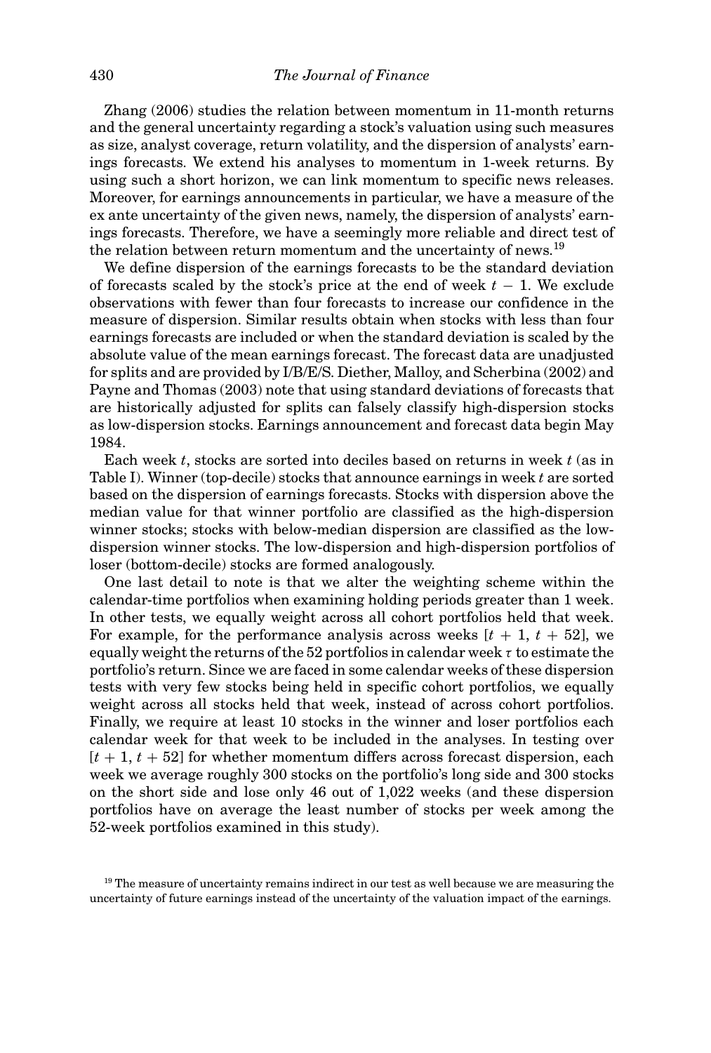Zhang (2006) studies the relation between momentum in 11-month returns and the general uncertainty regarding a stock's valuation using such measures as size, analyst coverage, return volatility, and the dispersion of analysts' earnings forecasts. We extend his analyses to momentum in 1-week returns. By using such a short horizon, we can link momentum to specific news releases. Moreover, for earnings announcements in particular, we have a measure of the ex ante uncertainty of the given news, namely, the dispersion of analysts' earnings forecasts. Therefore, we have a seemingly more reliable and direct test of the relation between return momentum and the uncertainty of news.[19]

We define dispersion of the earnings forecasts to be the standard deviation of forecasts scaled by the stock's price at the end of week $t - 1$. We exclude observations with fewer than four forecasts to increase our confidence in the measure of dispersion. Similar results obtain when stocks with less than four earnings forecasts are included or when the standard deviation is scaled by the absolute value of the mean earnings forecast. The forecast data are unadjusted for splits and are provided by I/B/E/S. Diether, Malloy, and Scherbina (2002) and Payne and Thomas (2003) note that using standard deviations of forecasts that are historically adjusted for splits can falsely classify high-dispersion stocks as low-dispersion stocks. Earnings announcement and forecast data begin May 1984.

Each week $t$, stocks are sorted into deciles based on returns in week $t$ (as in Table I). Winner (top-decile) stocks that announce earnings in week $t$ are sorted based on the dispersion of earnings forecasts. Stocks with dispersion above the median value for that winner portfolio are classified as the high-dispersion winner stocks; stocks with below-median dispersion are classified as the low-dispersion winner stocks. The low-dispersion and high-dispersion portfolios of loser (bottom-decile) stocks are formed analogously.

One last detail to note is that we alter the weighting scheme within the calendar-time portfolios when examining holding periods greater than 1 week. In other tests, we equally weight across all cohort portfolios held that week. For example, for the performance analysis across weeks $[t + 1, t + 52]$, we equally weight the returns of the 52 portfolios in calendar week $\tau$ to estimate the portfolio's return. Since we are faced in some calendar weeks of these dispersion tests with very few stocks being held in specific cohort portfolios, we equally weight across all stocks held that week, instead of across cohort portfolios. Finally, we require at least 10 stocks in the winner and loser portfolios each calendar week for that week to be included in the analyses. In testing over $[t + 1, t + 52]$ for whether momentum differs across forecast dispersion, each week we average roughly 300 stocks on the portfolio's long side and 300 stocks on the short side and lose only 46 out of 1,022 weeks (and these dispersion portfolios have on average the least number of stocks per week among the 52-week portfolios examined in this study).

[19] The measure of uncertainty remains indirect in our test as well because we are measuring the uncertainty of future earnings instead of the uncertainty of the valuation impact of the earnings.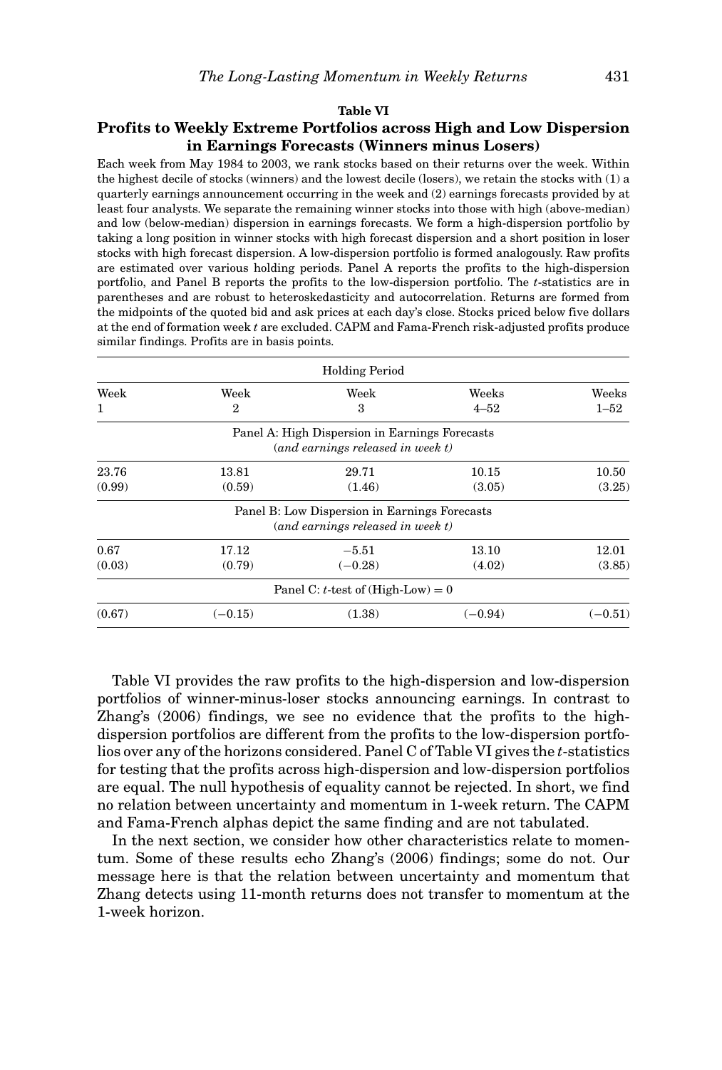**Table VI**

**Profits to Weekly Extreme Portfolios across High and Low Dispersion in Earnings Forecasts (Winners minus Losers)**

Each week from May 1984 to 2003, we rank stocks based on their returns over the week. Within the highest decile of stocks (winners) and the lowest decile (losers), we retain the stocks with (1) a quarterly earnings announcement occurring in the week and (2) earnings forecasts provided by at least four analysts. We separate the remaining winner stocks into those with high (above-median) and low (below-median) dispersion in earnings forecasts. We form a high-dispersion portfolio by taking a long position in winner stocks with high forecast dispersion and a short position in loser stocks with high forecast dispersion. A low-dispersion portfolio is formed analogously. Raw profits are estimated over various holding periods. Panel A reports the profits to the high-dispersion portfolio, and Panel B reports the profits to the low-dispersion portfolio. The $t$-statistics are in parentheses and are robust to heteroskedasticity and autocorrelation. Returns are formed from the midpoints of the quoted bid and ask prices at each day's close. Stocks priced below five dollars at the end of formation week $t$ are excluded. CAPM and Fama-French risk-adjusted profits produce similar findings. Profits are in basis points.

| Holding Period | | | | |
|---|---|---|---|---|
| Week 1 | Week 2 | Week 3 | Weeks 4–52 | Weeks 1–52 |
| Panel A: High Dispersion in Earnings Forecasts (*and earnings released in week t*) | | | | |
| 23.76 | 13.81 | 29.71 | 10.15 | 10.50 |
| (0.99) | (0.59) | (1.46) | (3.05) | (3.25) |
| Panel B: Low Dispersion in Earnings Forecasts (*and earnings released in week t*) | | | | |
| 0.67 | 17.12 | −5.51 | 13.10 | 12.01 |
| (0.03) | (0.79) | (−0.28) | (4.02) | (3.85) |
| Panel C: $t$-test of (High-Low) = 0 | | | | |
| (0.67) | (−0.15) | (1.38) | (−0.94) | (−0.51) |

Table VI provides the raw profits to the high-dispersion and low-dispersion portfolios of winner-minus-loser stocks announcing earnings. In contrast to Zhang's (2006) findings, we see no evidence that the profits to the high-dispersion portfolios are different from the profits to the low-dispersion portfolios over any of the horizons considered. Panel C of Table VI gives the $t$-statistics for testing that the profits across high-dispersion and low-dispersion portfolios are equal. The null hypothesis of equality cannot be rejected. In short, we find no relation between uncertainty and momentum in 1-week return. The CAPM and Fama-French alphas depict the same finding and are not tabulated.

In the next section, we consider how other characteristics relate to momentum. Some of these results echo Zhang's (2006) findings; some do not. Our message here is that the relation between uncertainty and momentum that Zhang detects using 11-month returns does not transfer to momentum at the 1-week horizon.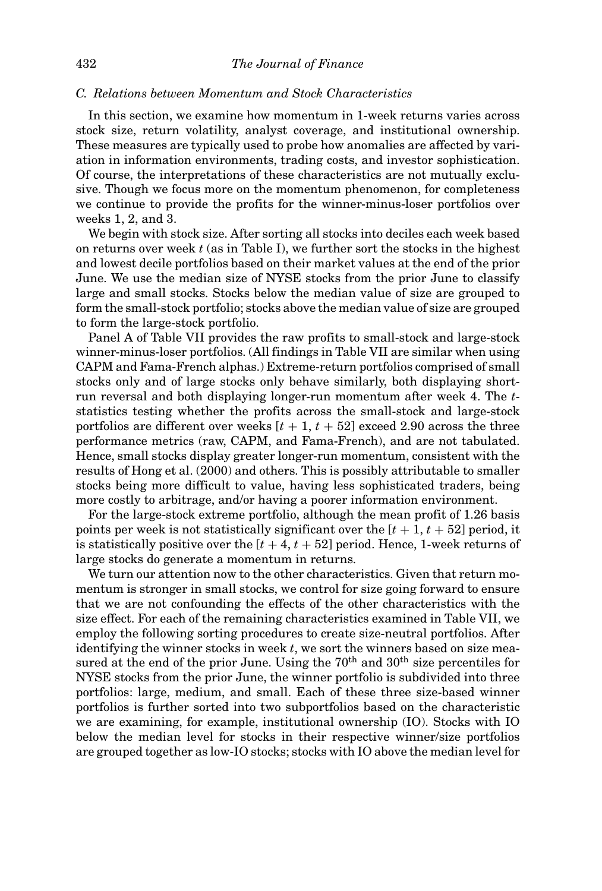### C. Relations between Momentum and Stock Characteristics

In this section, we examine how momentum in 1-week returns varies across stock size, return volatility, analyst coverage, and institutional ownership. These measures are typically used to probe how anomalies are affected by variation in information environments, trading costs, and investor sophistication. Of course, the interpretations of these characteristics are not mutually exclusive. Though we focus more on the momentum phenomenon, for completeness we continue to provide the profits for the winner-minus-loser portfolios over weeks 1, 2, and 3.

We begin with stock size. After sorting all stocks into deciles each week based on returns over week $t$ (as in Table I), we further sort the stocks in the highest and lowest decile portfolios based on their market values at the end of the prior June. We use the median size of NYSE stocks from the prior June to classify large and small stocks. Stocks below the median value of size are grouped to form the small-stock portfolio; stocks above the median value of size are grouped to form the large-stock portfolio.

Panel A of Table VII provides the raw profits to small-stock and large-stock winner-minus-loser portfolios. (All findings in Table VII are similar when using CAPM and Fama-French alphas.) Extreme-return portfolios comprised of small stocks only and of large stocks only behave similarly, both displaying short-run reversal and both displaying longer-run momentum after week 4. The $t$-statistics testing whether the profits across the small-stock and large-stock portfolios are different over weeks $[t + 1, t + 52]$ exceed 2.90 across the three performance metrics (raw, CAPM, and Fama-French), and are not tabulated. Hence, small stocks display greater longer-run momentum, consistent with the results of Hong et al. (2000) and others. This is possibly attributable to smaller stocks being more difficult to value, having less sophisticated traders, being more costly to arbitrage, and/or having a poorer information environment.

For the large-stock extreme portfolio, although the mean profit of 1.26 basis points per week is not statistically significant over the $[t + 1, t + 52]$ period, it is statistically positive over the $[t + 4, t + 52]$ period. Hence, 1-week returns of large stocks do generate a momentum in returns.

We turn our attention now to the other characteristics. Given that return momentum is stronger in small stocks, we control for size going forward to ensure that we are not confounding the effects of the other characteristics with the size effect. For each of the remaining characteristics examined in Table VII, we employ the following sorting procedures to create size-neutral portfolios. After identifying the winner stocks in week $t$, we sort the winners based on size measured at the end of the prior June. Using the $70^{th}$ and $30^{th}$ size percentiles for NYSE stocks from the prior June, the winner portfolio is subdivided into three portfolios: large, medium, and small. Each of these three size-based winner portfolios is further sorted into two subportfolios based on the characteristic we are examining, for example, institutional ownership (IO). Stocks with IO below the median level for stocks in their respective winner/size portfolios are grouped together as low-IO stocks; stocks with IO above the median level for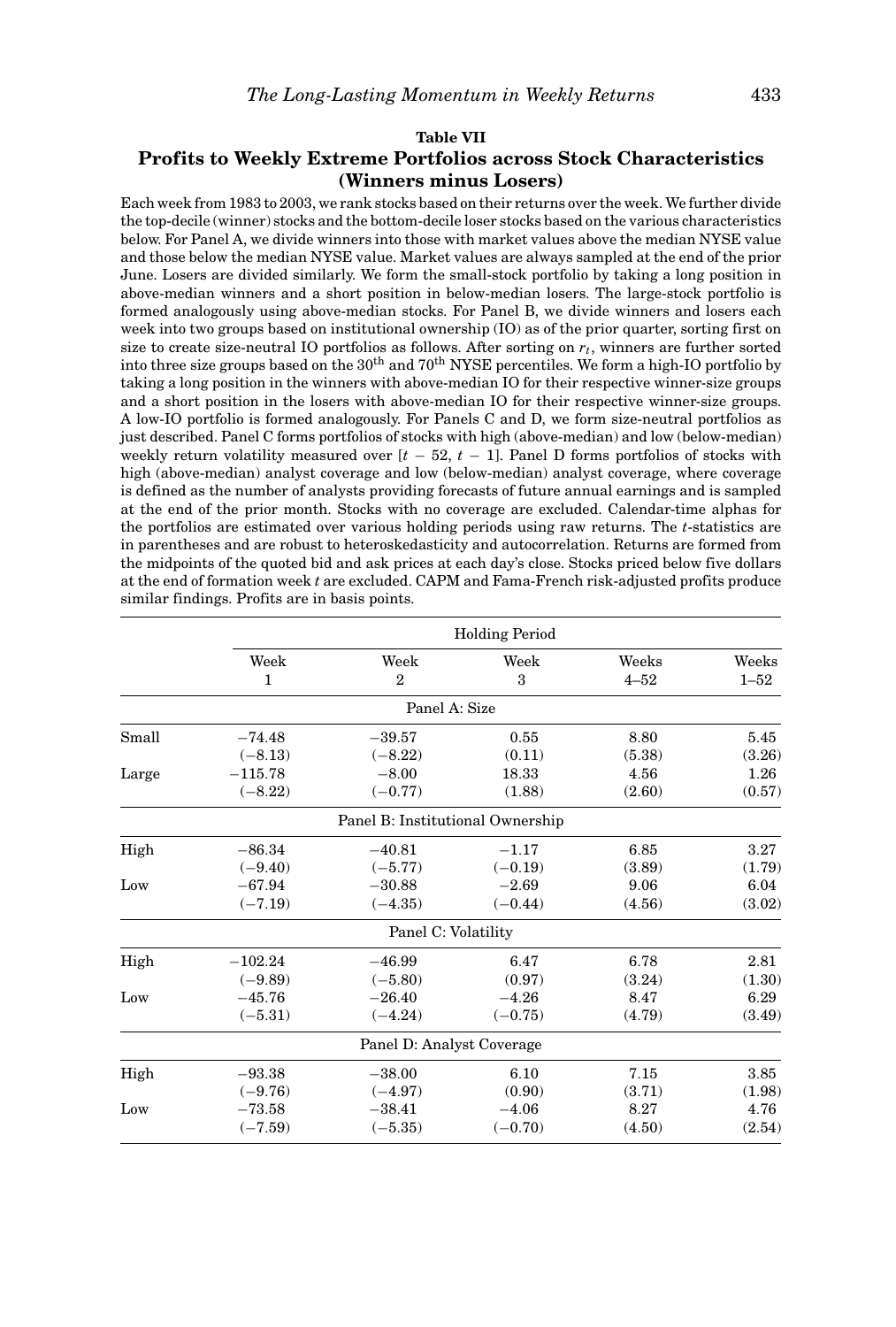**Table VII**

**Profits to Weekly Extreme Portfolios across Stock Characteristics (Winners minus Losers)**

Each week from 1983 to 2003, we rank stocks based on their returns over the week. We further divide the top-decile (winner) stocks and the bottom-decile loser stocks based on the various characteristics below. For Panel A, we divide winners into those with market values above the median NYSE value and those below the median NYSE value. Market values are always sampled at the end of the prior June. Losers are divided similarly. We form the small-stock portfolio by taking a long position in above-median winners and a short position in below-median losers. The large-stock portfolio is formed analogously using above-median stocks. For Panel B, we divide winners and losers each week into two groups based on institutional ownership (IO) as of the prior quarter, sorting first on size to create size-neutral IO portfolios as follows. After sorting on $r_t$, winners are further sorted into three size groups based on the 30$^{th}$ and 70$^{th}$ NYSE percentiles. We form a high-IO portfolio by taking a long position in the winners with above-median IO for their respective winner-size groups and a short position in the losers with above-median IO for their respective loser-size groups. A low-IO portfolio is formed analogously. For Panels C and D, we form size-neutral portfolios as just described. Panel C forms portfolios of stocks with high (above-median) and low (below-median) weekly return volatility measured over $[t-52, t-1]$. Panel D forms portfolios of stocks with high (above-median) analyst coverage and low (below-median) analyst coverage, where coverage is defined as the number of analysts providing forecasts of future annual earnings and is sampled at the end of the prior month. Stocks with no coverage are excluded. Calendar-time alphas for the portfolios are estimated over various holding periods using raw returns. The $t$-statistics are in parentheses and are robust to heteroskedasticity and autocorrelation. Returns are formed from the midpoints of the quoted bid and ask prices at each day's close. Stocks priced below five dollars at the end of formation week $t$ are excluded. CAPM and Fama-French risk-adjusted profits produce similar findings. Profits are in basis points.

| | Holding Period | | | | |
|---|---|---|---|---|---|
| | Week 1 | Week 2 | Week 3 | Weeks 4–52 | Weeks 1–52 |
| | **Panel A: Size** | | | | |
| Small | −74.48 | −39.57 | 0.55 | 8.80 | 5.45 |
| | (−8.13) | (−8.22) | (0.11) | (5.38) | (3.26) |
| Large | −115.78 | −8.00 | 18.33 | 4.56 | 1.26 |
| | (−8.22) | (−0.77) | (1.88) | (2.60) | (0.57) |
| | **Panel B: Institutional Ownership** | | | | |
| High | −86.34 | −40.81 | −1.17 | 6.85 | 3.27 |
| | (−9.40) | (−5.77) | (−0.19) | (3.89) | (1.79) |
| Low | −67.94 | −30.88 | −2.69 | 9.06 | 6.04 |
| | (−7.19) | (−4.35) | (−0.44) | (4.56) | (3.02) |
| | **Panel C: Volatility** | | | | |
| High | −102.24 | −46.99 | 6.47 | 6.78 | 2.81 |
| | (−9.89) | (−5.80) | (0.97) | (3.24) | (1.30) |
| Low | −45.76 | −26.40 | −4.26 | 8.47 | 6.29 |
| | (−5.31) | (−4.24) | (−0.75) | (4.79) | (3.49) |
| | **Panel D: Analyst Coverage** | | | | |
| High | −93.38 | −38.00 | 6.10 | 7.15 | 3.85 |
| | (−9.76) | (−4.97) | (0.90) | (3.71) | (1.98) |
| Low | −73.58 | −38.41 | −4.06 | 8.27 | 4.76 |
| | (−7.59) | (−5.35) | (−0.70) | (4.50) | (2.54) |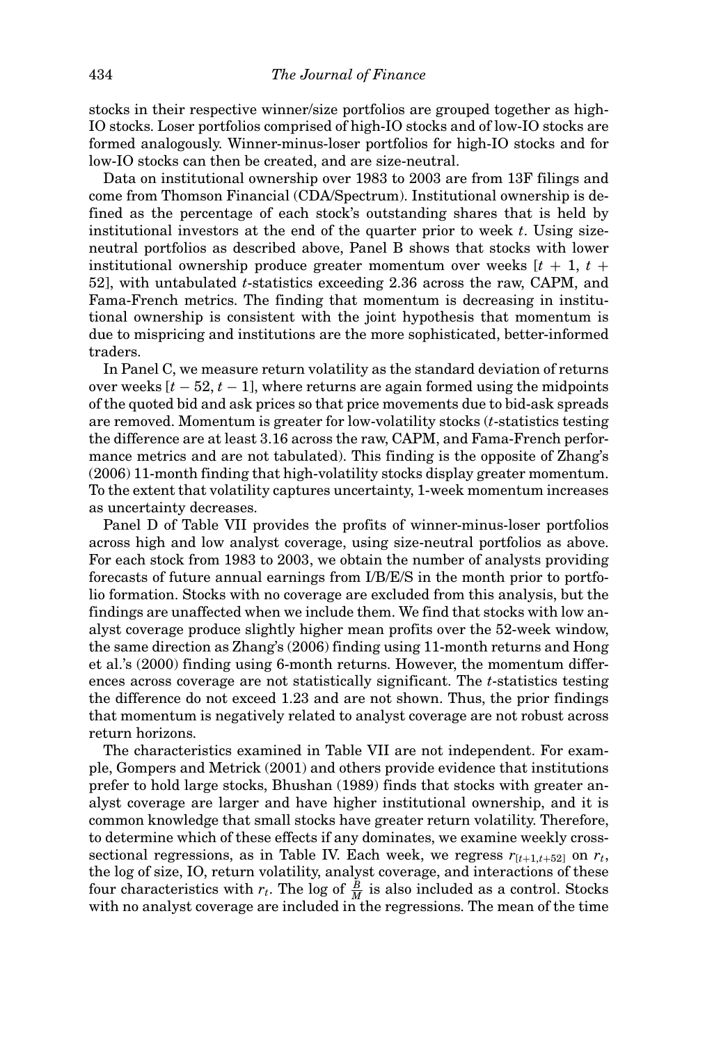stocks in their respective winner/size portfolios are grouped together as high-IO stocks. Loser portfolios comprised of high-IO stocks and of low-IO stocks are formed analogously. Winner-minus-loser portfolios for high-IO stocks and for low-IO stocks can then be created, and are size-neutral.

Data on institutional ownership over 1983 to 2003 are from 13F filings and come from Thomson Financial (CDA/Spectrum). Institutional ownership is defined as the percentage of each stock's outstanding shares that is held by institutional investors at the end of the quarter prior to week $t$. Using size-neutral portfolios as described above, Panel B shows that stocks with lower institutional ownership produce greater momentum over weeks $[t+1, t+52]$, with untabulated $t$-statistics exceeding 2.36 across the raw, CAPM, and Fama-French metrics. The finding that momentum is decreasing in institutional ownership is consistent with the joint hypothesis that momentum is due to mispricing and institutions are the more sophisticated, better-informed traders.

In Panel C, we measure return volatility as the standard deviation of returns over weeks $[t-52, t-1]$, where returns are again formed using the midpoints of the quoted bid and ask prices so that price movements due to bid-ask spreads are removed. Momentum is greater for low-volatility stocks ($t$-statistics testing the difference are at least 3.16 across the raw, CAPM, and Fama-French performance metrics and are not tabulated). This finding is the opposite of Zhang's (2006) 11-month finding that high-volatility stocks display greater momentum. To the extent that volatility captures uncertainty, 1-week momentum increases as uncertainty decreases.

Panel D of Table VII provides the profits of winner-minus-loser portfolios across high and low analyst coverage, using size-neutral portfolios as above. For each stock from 1983 to 2003, we obtain the number of analysts providing forecasts of future annual earnings from I/B/E/S in the month prior to portfolio formation. Stocks with no coverage are excluded from this analysis, but the findings are unaffected when we include them. We find that stocks with low analyst coverage produce slightly higher mean profits over the 52-week window, the same direction as Zhang's (2006) finding using 11-month returns and Hong et al.'s (2000) finding using 6-month returns. However, the momentum differences across coverage are not statistically significant. The $t$-statistics testing the difference do not exceed 1.23 and are not shown. Thus, the prior findings that momentum is negatively related to analyst coverage are not robust across return horizons.

The characteristics examined in Table VII are not independent. For example, Gompers and Metrick (2001) and others provide evidence that institutions prefer to hold large stocks, Bhushan (1989) finds that stocks with greater analyst coverage are larger and have higher institutional ownership, and it is common knowledge that small stocks have greater return volatility. Therefore, to determine which of these effects if any dominates, we examine weekly cross-sectional regressions, as in Table IV. Each week, we regress $r_{[t+1,t+52]}$ on $r_t$, the log of size, IO, return volatility, analyst coverage, and interactions of these four characteristics with $r_t$. The log of $\frac{B}{M}$ is also included as a control. Stocks with no analyst coverage are included in the regressions. The mean of the time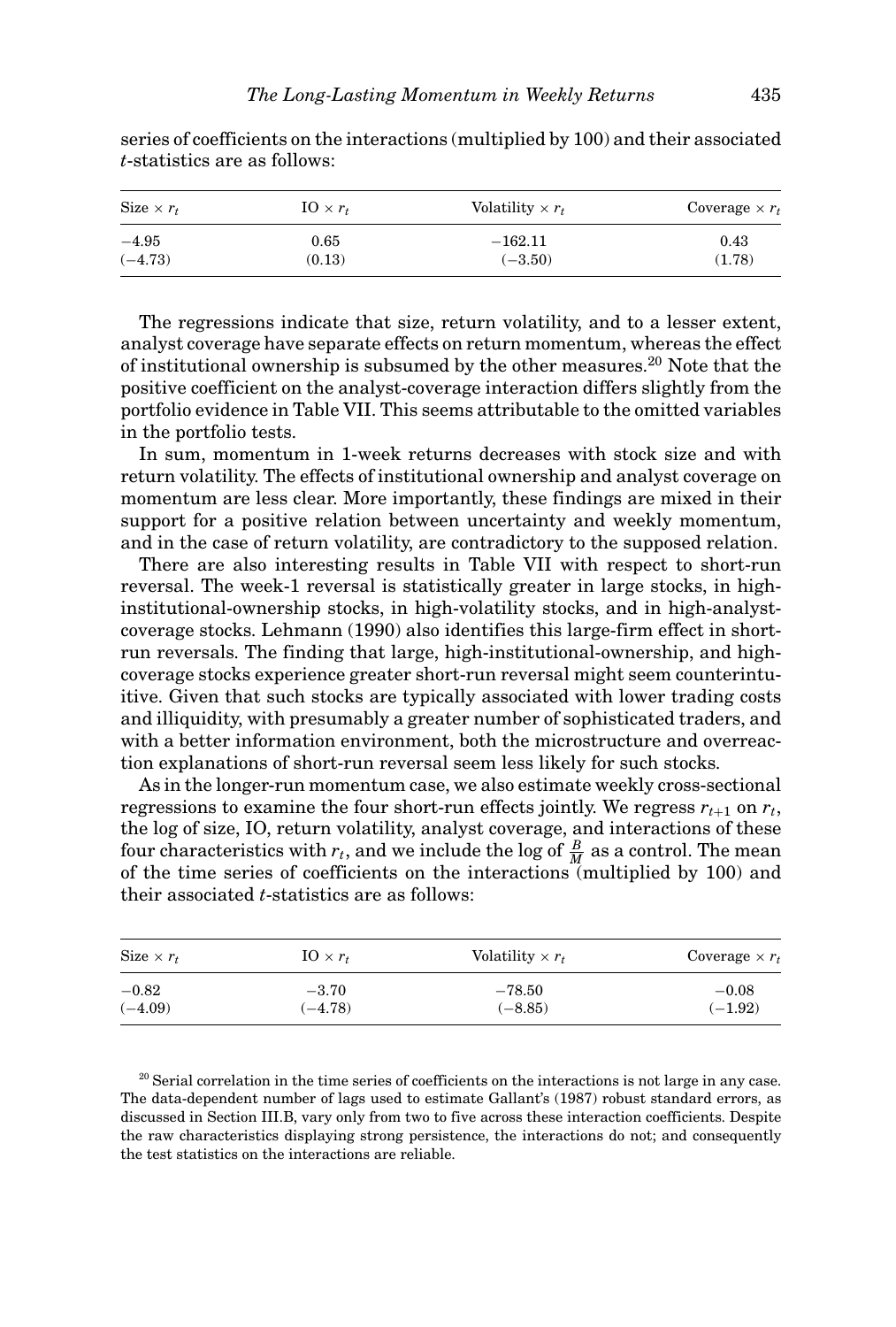series of coefficients on the interactions (multiplied by 100) and their associated $t$-statistics are as follows:

| Size × $r_t$ | IO × $r_t$ | Volatility × $r_t$ | Coverage × $r_t$ |
|---|---|---|---|
| −4.95 | 0.65 | −162.11 | 0.43 |
| (−4.73) | (0.13) | (−3.50) | (1.78) |

The regressions indicate that size, return volatility, and to a lesser extent, analyst coverage have separate effects on return momentum, whereas the effect of institutional ownership is subsumed by the other measures.[20] Note that the positive coefficient on the analyst-coverage interaction differs slightly from the portfolio evidence in Table VII. This seems attributable to the omitted variables in the portfolio tests.

In sum, momentum in 1-week returns decreases with stock size and with return volatility. The effects of institutional ownership and analyst coverage on momentum are less clear. More importantly, these findings are mixed in their support for a positive relation between uncertainty and weekly momentum, and in the case of return volatility, are contradictory to the supposed relation.

There are also interesting results in Table VII with respect to short-run reversal. The week-1 reversal is statistically greater in large stocks, in high-institutional-ownership stocks, in high-volatility stocks, and in high-analyst-coverage stocks. Lehmann (1990) also identifies this large-firm effect in short-run reversals. The finding that large, high-institutional-ownership, and high-coverage stocks experience greater short-run reversal might seem counterintuitive. Given that such stocks are typically associated with lower trading costs and illiquidity, with presumably a greater number of sophisticated traders, and with a better information environment, both the microstructure and overreaction explanations of short-run reversal seem less likely for such stocks.

As in the longer-run momentum case, we also estimate weekly cross-sectional regressions to examine the four short-run effects jointly. We regress $r_{t+1}$ on $r_t$, the log of size, IO, return volatility, analyst coverage, and interactions of these four characteristics with $r_t$, and we include the log of $\frac{B}{M}$ as a control. The mean of the time series of coefficients on the interactions (multiplied by 100) and their associated $t$-statistics are as follows:

| Size × $r_t$ | IO × $r_t$ | Volatility × $r_t$ | Coverage × $r_t$ |
|---|---|---|---|
| −0.82 | −3.70 | −78.50 | −0.08 |
| (−4.09) | (−4.78) | (−8.85) | (−1.92) |

[20] Serial correlation in the time series of coefficients on the interactions is not large in any case. The data-dependent number of lags used to estimate Gallant's (1987) robust standard errors, as discussed in Section III.B, vary only from two to five across these interaction coefficients. Despite the raw characteristics displaying strong persistence, the interactions do not; and consequently the test statistics on the interactions are reliable.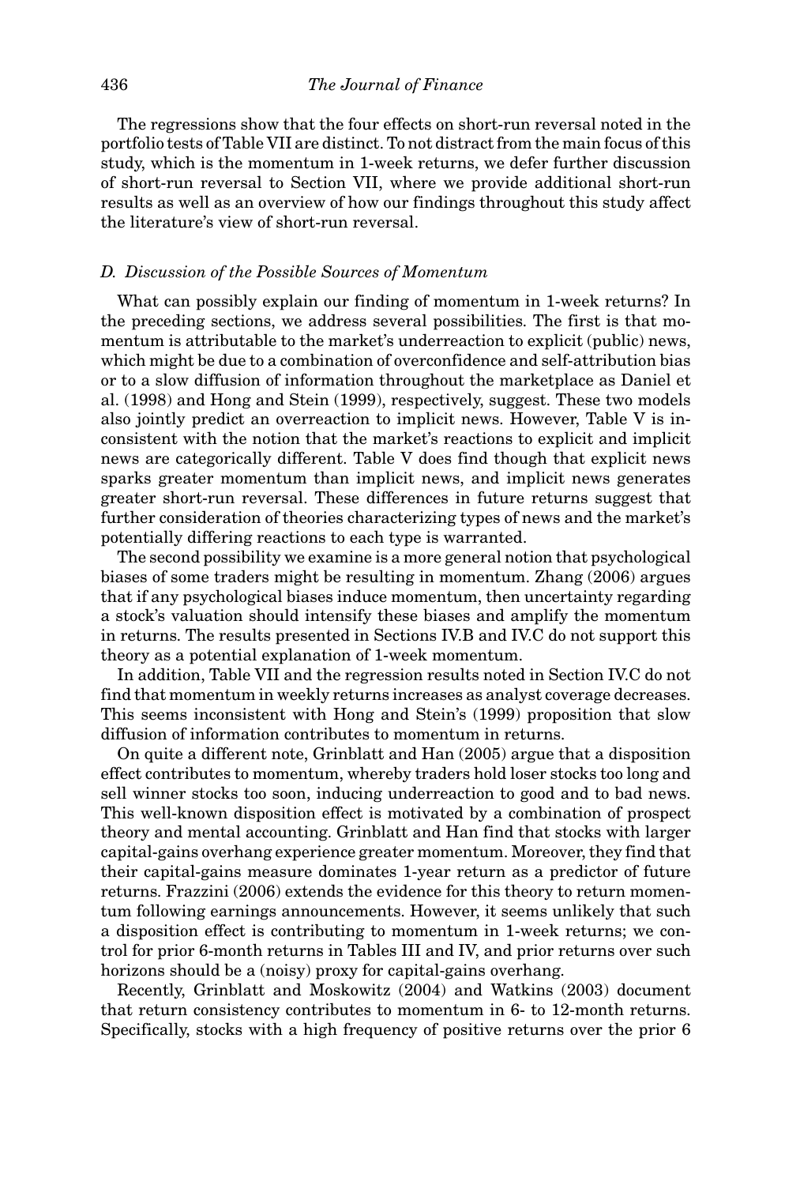The regressions show that the four effects on short-run reversal noted in the portfolio tests of Table VII are distinct. To not distract from the main focus of this study, which is the momentum in 1-week returns, we defer further discussion of short-run reversal to Section VII, where we provide additional short-run results as well as an overview of how our findings throughout this study affect the literature's view of short-run reversal.

### *D. Discussion of the Possible Sources of Momentum*

What can possibly explain our finding of momentum in 1-week returns? In the preceding sections, we address several possibilities. The first is that momentum is attributable to the market's underreaction to explicit (public) news, which might be due to a combination of overconfidence and self-attribution bias or to a slow diffusion of information throughout the marketplace as Daniel et al. (1998) and Hong and Stein (1999), respectively, suggest. These two models also jointly predict an overreaction to implicit news. However, Table V is inconsistent with the notion that the market's reactions to explicit and implicit news are categorically different. Table V does find though that explicit news sparks greater momentum than implicit news, and implicit news generates greater short-run reversal. These differences in future returns suggest that further consideration of theories characterizing types of news and the market's potentially differing reactions to each type is warranted.

The second possibility we examine is a more general notion that psychological biases of some traders might be resulting in momentum. Zhang (2006) argues that if any psychological biases induce momentum, then uncertainty regarding a stock's valuation should intensify these biases and amplify the momentum in returns. The results presented in Sections IV.B and IV.C do not support this theory as a potential explanation of 1-week momentum.

In addition, Table VII and the regression results noted in Section IV.C do not find that momentum in weekly returns increases as analyst coverage decreases. This seems inconsistent with Hong and Stein's (1999) proposition that slow diffusion of information contributes to momentum in returns.

On quite a different note, Grinblatt and Han (2005) argue that a disposition effect contributes to momentum, whereby traders hold loser stocks too long and sell winner stocks too soon, inducing underreaction to good and to bad news. This well-known disposition effect is motivated by a combination of prospect theory and mental accounting. Grinblatt and Han find that stocks with larger capital-gains overhang experience greater momentum. Moreover, they find that their capital-gains measure dominates 1-year return as a predictor of future returns. Frazzini (2006) extends the evidence for this theory to return momentum following earnings announcements. However, it seems unlikely that such a disposition effect is contributing to momentum in 1-week returns; we control for prior 6-month returns in Tables III and IV, and prior returns over such horizons should be a (noisy) proxy for capital-gains overhang.

Recently, Grinblatt and Moskowitz (2004) and Watkins (2003) document that return consistency contributes to momentum in 6- to 12-month returns. Specifically, stocks with a high frequency of positive returns over the prior 6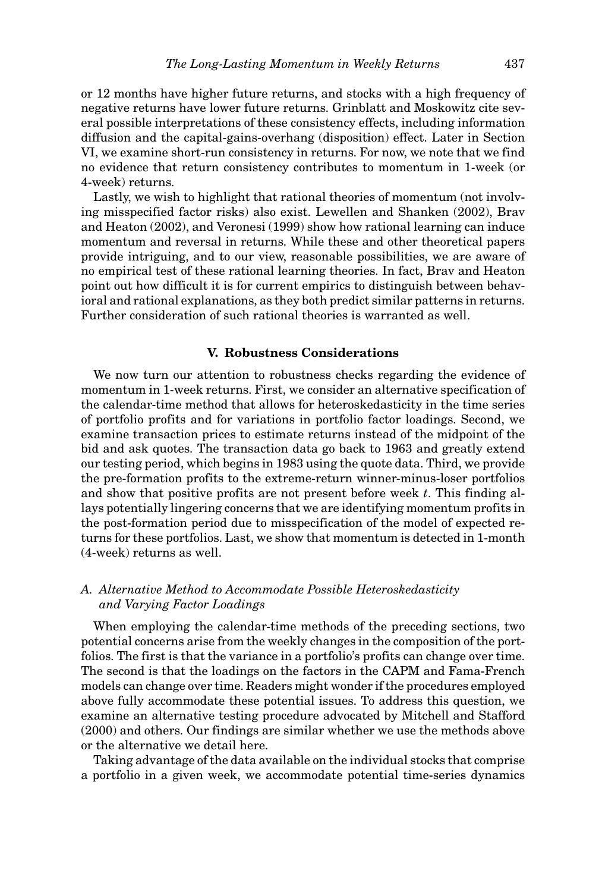or 12 months have higher future returns, and stocks with a high frequency of negative returns have lower future returns. Grinblatt and Moskowitz cite several possible interpretations of these consistency effects, including information diffusion and the capital-gains-overhang (disposition) effect. Later in Section VI, we examine short-run consistency in returns. For now, we note that we find no evidence that return consistency contributes to momentum in 1-week (or 4-week) returns.

Lastly, we wish to highlight that rational theories of momentum (not involving misspecified factor risks) also exist. Lewellen and Shanken (2002), Brav and Heaton (2002), and Veronesi (1999) show how rational learning can induce momentum and reversal in returns. While these and other theoretical papers provide intriguing, and to our view, reasonable possibilities, we are aware of no empirical test of these rational learning theories. In fact, Brav and Heaton point out how difficult it is for current empirics to distinguish between behavioral and rational explanations, as they both predict similar patterns in returns. Further consideration of such rational theories is warranted as well.

## V. Robustness Considerations

We now turn our attention to robustness checks regarding the evidence of momentum in 1-week returns. First, we consider an alternative specification of the calendar-time method that allows for heteroskedasticity in the time series of portfolio profits and for variations in portfolio factor loadings. Second, we examine transaction prices to estimate returns instead of the midpoint of the bid and ask quotes. The transaction data go back to 1963 and greatly extend our testing period, which begins in 1983 using the quote data. Third, we provide the pre-formation profits to the extreme-return winner-minus-loser portfolios and show that positive profits are not present before week $t$. This finding allays potentially lingering concerns that we are identifying momentum profits in the post-formation period due to misspecification of the model of expected returns for these portfolios. Last, we show that momentum is detected in 1-month (4-week) returns as well.

### A. Alternative Method to Accommodate Possible Heteroskedasticity and Varying Factor Loadings

When employing the calendar-time methods of the preceding sections, two potential concerns arise from the weekly changes in the composition of the portfolios. The first is that the variance in a portfolio's profits can change over time. The second is that the loadings on the factors in the CAPM and Fama-French models can change over time. Readers might wonder if the procedures employed above fully accommodate these potential issues. To address this question, we examine an alternative testing procedure advocated by Mitchell and Stafford (2000) and others. Our findings are similar whether we use the methods above or the alternative we detail here.

Taking advantage of the data available on the individual stocks that comprise a portfolio in a given week, we accommodate potential time-series dynamics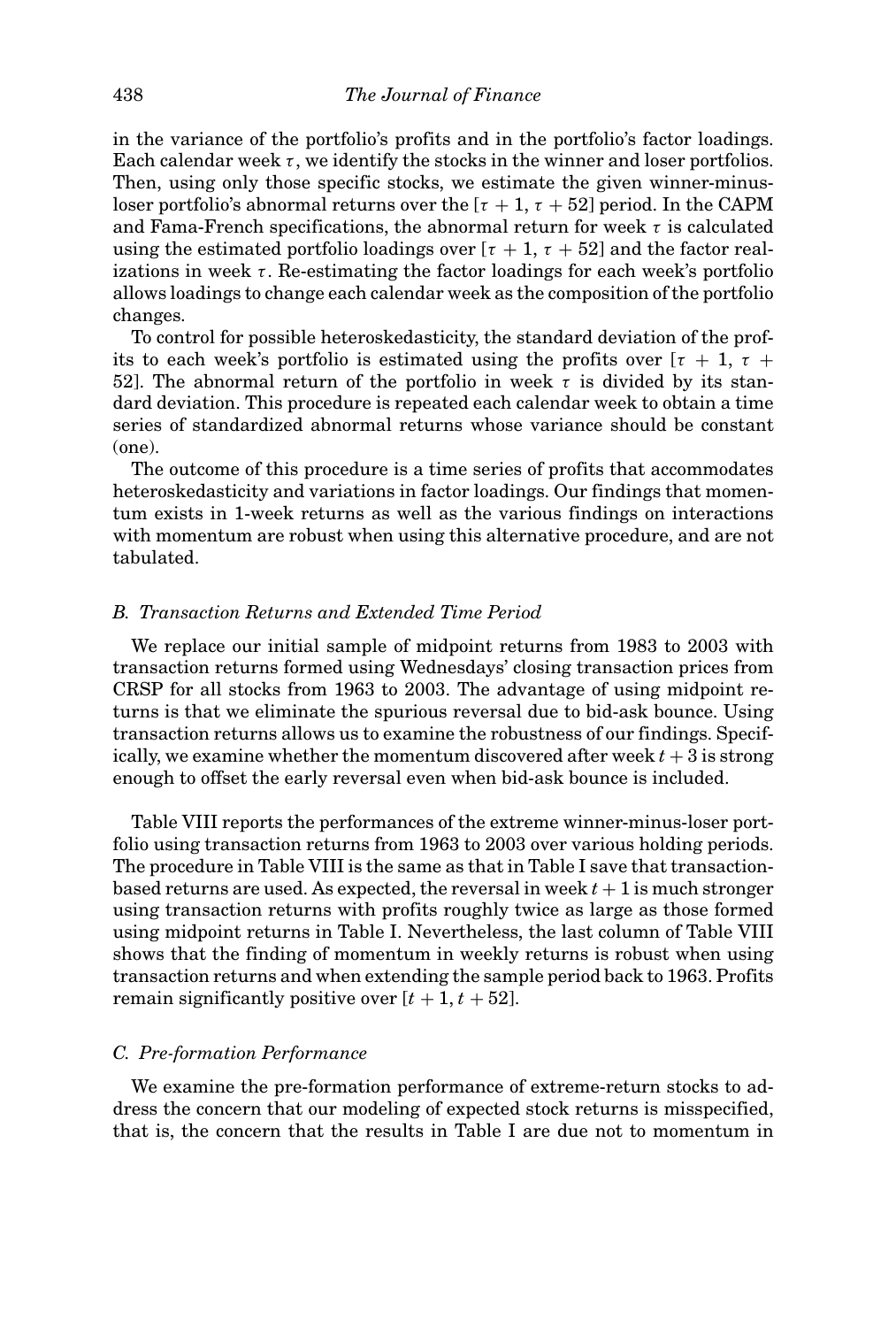in the variance of the portfolio's profits and in the portfolio's factor loadings. Each calendar week $\tau$, we identify the stocks in the winner and loser portfolios. Then, using only those specific stocks, we estimate the given winner-minus-loser portfolio's abnormal returns over the $[\tau + 1, \tau + 52]$ period. In the CAPM and Fama-French specifications, the abnormal return for week $\tau$ is calculated using the estimated portfolio loadings over $[\tau + 1, \tau + 52]$ and the factor realizations in week $\tau$. Re-estimating the factor loadings for each week's portfolio allows loadings to change each calendar week as the composition of the portfolio changes.

To control for possible heteroskedasticity, the standard deviation of the profits to each week's portfolio is estimated using the profits over $[\tau + 1, \tau + 52]$. The abnormal return of the portfolio in week $\tau$ is divided by its standard deviation. This procedure is repeated each calendar week to obtain a time series of standardized abnormal returns whose variance should be constant (one).

The outcome of this procedure is a time series of profits that accommodates heteroskedasticity and variations in factor loadings. Our findings that momentum exists in 1-week returns as well as the various findings on interactions with momentum are robust when using this alternative procedure, and are not tabulated.

### *B. Transaction Returns and Extended Time Period*

We replace our initial sample of midpoint returns from 1983 to 2003 with transaction returns formed using Wednesdays' closing transaction prices from CRSP for all stocks from 1963 to 2003. The advantage of using midpoint returns is that we eliminate the spurious reversal due to bid-ask bounce. Using transaction returns allows us to examine the robustness of our findings. Specifically, we examine whether the momentum discovered after week $t + 3$ is strong enough to offset the early reversal even when bid-ask bounce is included.

Table VIII reports the performances of the extreme winner-minus-loser portfolio using transaction returns from 1963 to 2003 over various holding periods. The procedure in Table VIII is the same as that in Table I save that transaction-based returns are used. As expected, the reversal in week $t + 1$ is much stronger using transaction returns with profits roughly twice as large as those formed using midpoint returns in Table I. Nevertheless, the last column of Table VIII shows that the finding of momentum in weekly returns is robust when using transaction returns and when extending the sample period back to 1963. Profits remain significantly positive over $[t + 1, t + 52]$.

### *C. Pre-formation Performance*

We examine the pre-formation performance of extreme-return stocks to address the concern that our modeling of expected stock returns is misspecified, that is, the concern that the results in Table I are due not to momentum in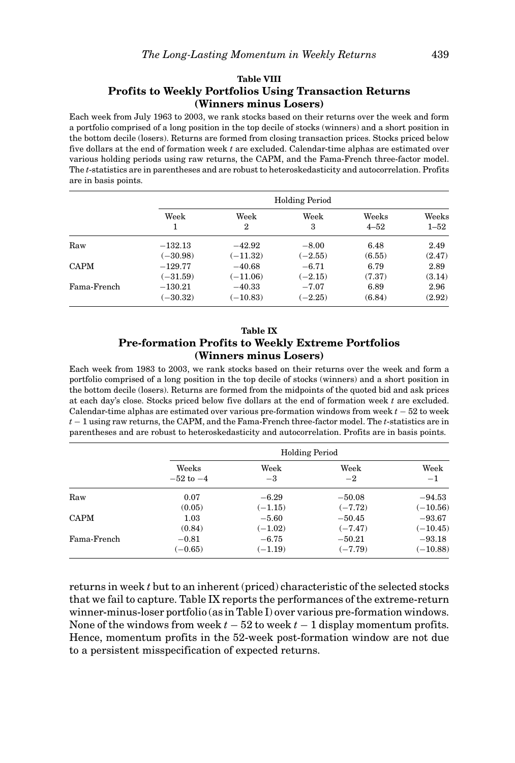**Table VIII**

**Profits to Weekly Portfolios Using Transaction Returns (Winners minus Losers)**

Each week from July 1963 to 2003, we rank stocks based on their returns over the week and form a portfolio comprised of a long position in the top decile of stocks (winners) and a short position in the bottom decile (losers). Returns are formed from closing transaction prices. Stocks priced below five dollars at the end of formation week $t$ are excluded. Calendar-time alphas are estimated over various holding periods using raw returns, the CAPM, and the Fama-French three-factor model. The $t$-statistics are in parentheses and are robust to heteroskedasticity and autocorrelation. Profits are in basis points.

| | Holding Period | | | | |
|---|---|---|---|---|---|
| | Week 1 | Week 2 | Week 3 | Weeks 4–52 | Weeks 1–52 |
| Raw | −132.13 | −42.92 | −8.00 | 6.48 | 2.49 |
| | (−30.98) | (−11.32) | (−2.55) | (6.55) | (2.47) |
| CAPM | −129.77 | −40.68 | −6.71 | 6.79 | 2.89 |
| | (−31.59) | (−11.06) | (−2.15) | (7.37) | (3.14) |
| Fama-French | −130.21 | −40.33 | −7.07 | 6.89 | 2.96 |
| | (−30.32) | (−10.83) | (−2.25) | (6.84) | (2.92) |

**Table IX**

**Pre-formation Profits to Weekly Extreme Portfolios (Winners minus Losers)**

Each week from 1983 to 2003, we rank stocks based on their returns over the week and form a portfolio comprised of a long position in the top decile of stocks (winners) and a short position in the bottom decile (losers). Returns are formed from the midpoints of the quoted bid and ask prices at each day's close. Stocks priced below five dollars at the end of formation week $t$ are excluded. Calendar-time alphas are estimated over various pre-formation windows from week $t-52$ to week $t-1$ using raw returns, the CAPM, and the Fama-French three-factor model. The $t$-statistics are in parentheses and are robust to heteroskedasticity and autocorrelation. Profits are in basis points.

| | Holding Period | | | |
|---|---|---|---|---|
| | Weeks −52 to −4 | Week −3 | Week −2 | Week −1 |
| Raw | 0.07 | −6.29 | −50.08 | −94.53 |
| | (0.05) | (−1.15) | (−7.72) | (−10.56) |
| CAPM | 1.03 | −5.60 | −50.45 | −93.67 |
| | (0.84) | (−1.02) | (−7.47) | (−10.45) |
| Fama-French | −0.81 | −6.75 | −50.21 | −93.18 |
| | (−0.65) | (−1.19) | (−7.79) | (−10.88) |

returns in week $t$ but to an inherent (priced) characteristic of the selected stocks that we fail to capture. Table IX reports the performances of the extreme-return winner-minus-loser portfolio (as in Table I) over various pre-formation windows. None of the windows from week $t-52$ to week $t-1$ display momentum profits. Hence, momentum profits in the 52-week post-formation window are not due to a persistent misspecification of expected returns.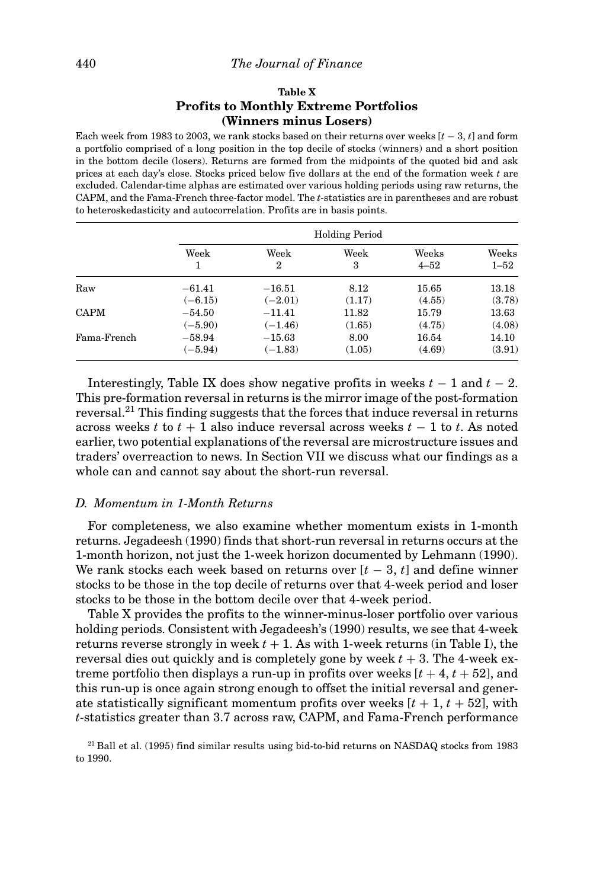**Table X**

**Profits to Monthly Extreme Portfolios (Winners minus Losers)**

Each week from 1983 to 2003, we rank stocks based on their returns over weeks $[t-3, t]$ and form a portfolio comprised of a long position in the top decile of stocks (winners) and a short position in the bottom decile (losers). Returns are formed from the midpoints of the quoted bid and ask prices at each day's close. Stocks priced below five dollars at the end of the formation week $t$ are excluded. Calendar-time alphas are estimated over various holding periods using raw returns, the CAPM, and the Fama-French three-factor model. The $t$-statistics are in parentheses and are robust to heteroskedasticity and autocorrelation. Profits are in basis points.

| | Holding Period | | | | |
|---|---|---|---|---|---|
| | Week 1 | Week 2 | Week 3 | Weeks 4–52 | Weeks 1–52 |
| Raw | −61.41 | −16.51 | 8.12 | 15.65 | 13.18 |
| | (−6.15) | (−2.01) | (1.17) | (4.55) | (3.78) |
| CAPM | −54.50 | −11.41 | 11.82 | 15.79 | 13.63 |
| | (−5.90) | (−1.46) | (1.65) | (4.75) | (4.08) |
| Fama-French | −58.94 | −15.63 | 8.00 | 16.54 | 14.10 |
| | (−5.94) | (−1.83) | (1.05) | (4.69) | (3.91) |

Interestingly, Table IX does show negative profits in weeks $t-1$ and $t-2$. This pre-formation reversal in returns is the mirror image of the post-formation reversal.[21] This finding suggests that the forces that induce reversal in returns across weeks $t$ to $t+1$ also induce reversal across weeks $t-1$ to $t$. As noted earlier, two potential explanations of the reversal are microstructure issues and traders' overreaction to news. In Section VII we discuss what our findings as a whole can and cannot say about the short-run reversal.

### *D. Momentum in 1-Month Returns*

For completeness, we also examine whether momentum exists in 1-month returns. Jegadeesh (1990) finds that short-run reversal in returns occurs at the 1-month horizon, not just the 1-week horizon documented by Lehmann (1990). We rank stocks each week based on returns over $[t-3, t]$ and define winner stocks to be those in the top decile of returns over that 4-week period and loser stocks to be those in the bottom decile over that 4-week period.

Table X provides the profits to the winner-minus-loser portfolio over various holding periods. Consistent with Jegadeesh's (1990) results, we see that 4-week returns reverse strongly in week $t+1$. As with 1-week returns (in Table I), the reversal dies out quickly and is completely gone by week $t+3$. The 4-week extreme portfolio then displays a run-up in profits over weeks $[t+4, t+52]$, and this run-up is once again strong enough to offset the initial reversal and generate statistically significant momentum profits over weeks $[t+1, t+52]$, with $t$-statistics greater than 3.7 across raw, CAPM, and Fama-French performance

[21] Ball et al. (1995) find similar results using bid-to-bid returns on NASDAQ stocks from 1983 to 1990.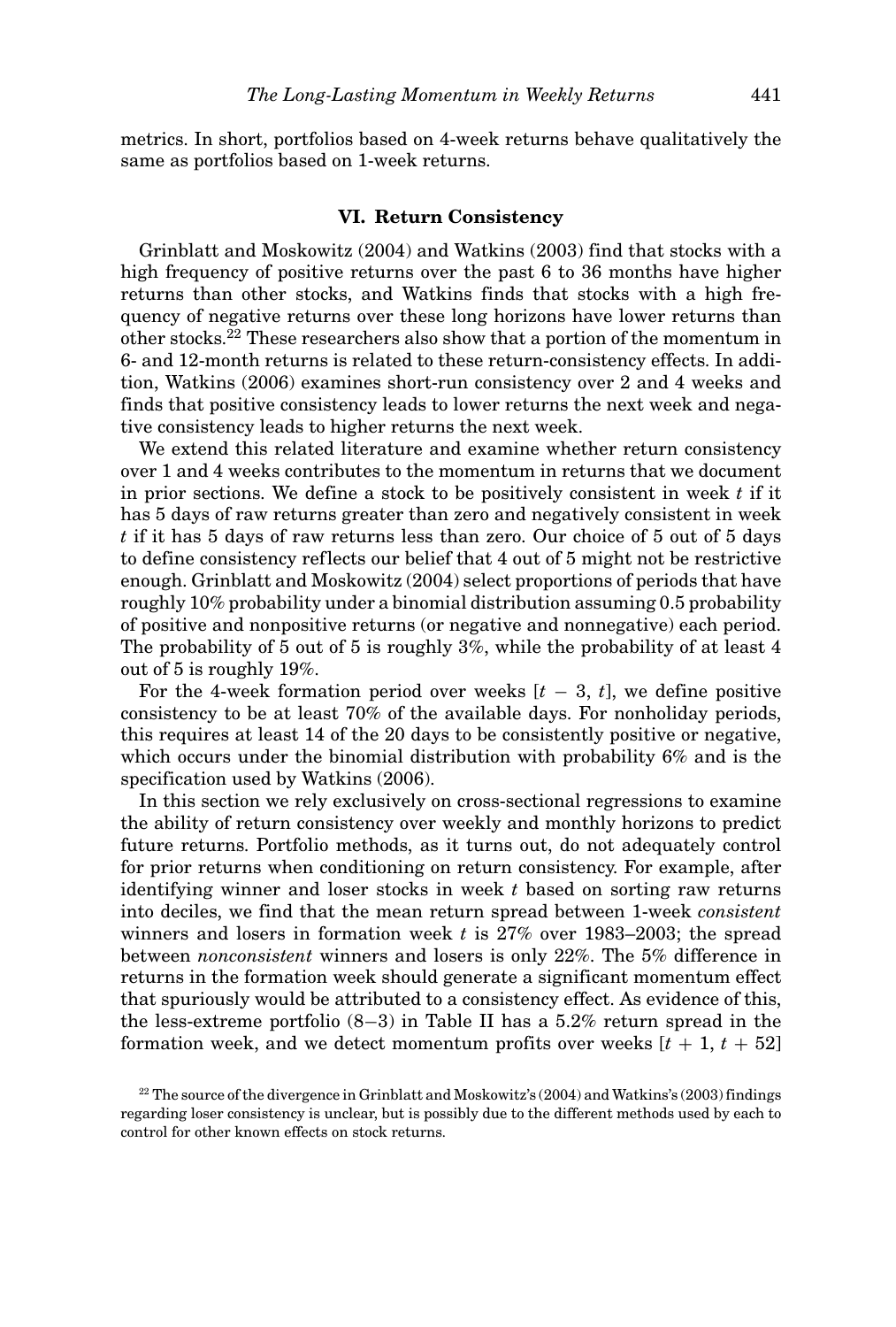metrics. In short, portfolios based on 4-week returns behave qualitatively the same as portfolios based on 1-week returns.

## VI. Return Consistency

Grinblatt and Moskowitz (2004) and Watkins (2003) find that stocks with a high frequency of positive returns over the past 6 to 36 months have higher returns than other stocks, and Watkins finds that stocks with a high frequency of negative returns over these long horizons have lower returns than other stocks.[22] These researchers also show that a portion of the momentum in 6- and 12-month returns is related to these return-consistency effects. In addition, Watkins (2006) examines short-run consistency over 2 and 4 weeks and finds that positive consistency leads to lower returns the next week and negative consistency leads to higher returns the next week.

We extend this related literature and examine whether return consistency over 1 and 4 weeks contributes to the momentum in returns that we document in prior sections. We define a stock to be positively consistent in week $t$ if it has 5 days of raw returns greater than zero and negatively consistent in week $t$ if it has 5 days of raw returns less than zero. Our choice of 5 out of 5 days to define consistency reflects our belief that 4 out of 5 might not be restrictive enough. Grinblatt and Moskowitz (2004) select proportions of periods that have roughly 10% probability under a binomial distribution assuming 0.5 probability of positive and nonpositive returns (or negative and nonnegative) each period. The probability of 5 out of 5 is roughly 3%, while the probability of at least 4 out of 5 is roughly 19%.

For the 4-week formation period over weeks $[t - 3, t]$, we define positive consistency to be at least 70% of the available days. For nonholiday periods, this requires at least 14 of the 20 days to be consistently positive or negative, which occurs under the binomial distribution with probability 6% and is the specification used by Watkins (2006).

In this section we rely exclusively on cross-sectional regressions to examine the ability of return consistency over weekly and monthly horizons to predict future returns. Portfolio methods, as it turns out, do not adequately control for prior returns when conditioning on return consistency. For example, after identifying winner and loser stocks in week $t$ based on sorting raw returns into deciles, we find that the mean return spread between 1-week *consistent* winners and losers in formation week $t$ is 27% over 1983–2003; the spread between *nonconsistent* winners and losers is only 22%. The 5% difference in returns in the formation week should generate a significant momentum effect that spuriously would be attributed to a consistency effect. As evidence of this, the less-extreme portfolio (8–3) in Table II has a 5.2% return spread in the formation week, and we detect momentum profits over weeks $[t + 1, t + 52]$

[22] The source of the divergence in Grinblatt and Moskowitz's (2004) and Watkins's (2003) findings regarding loser consistency is unclear, but is possibly due to the different methods used by each to control for other known effects on stock returns.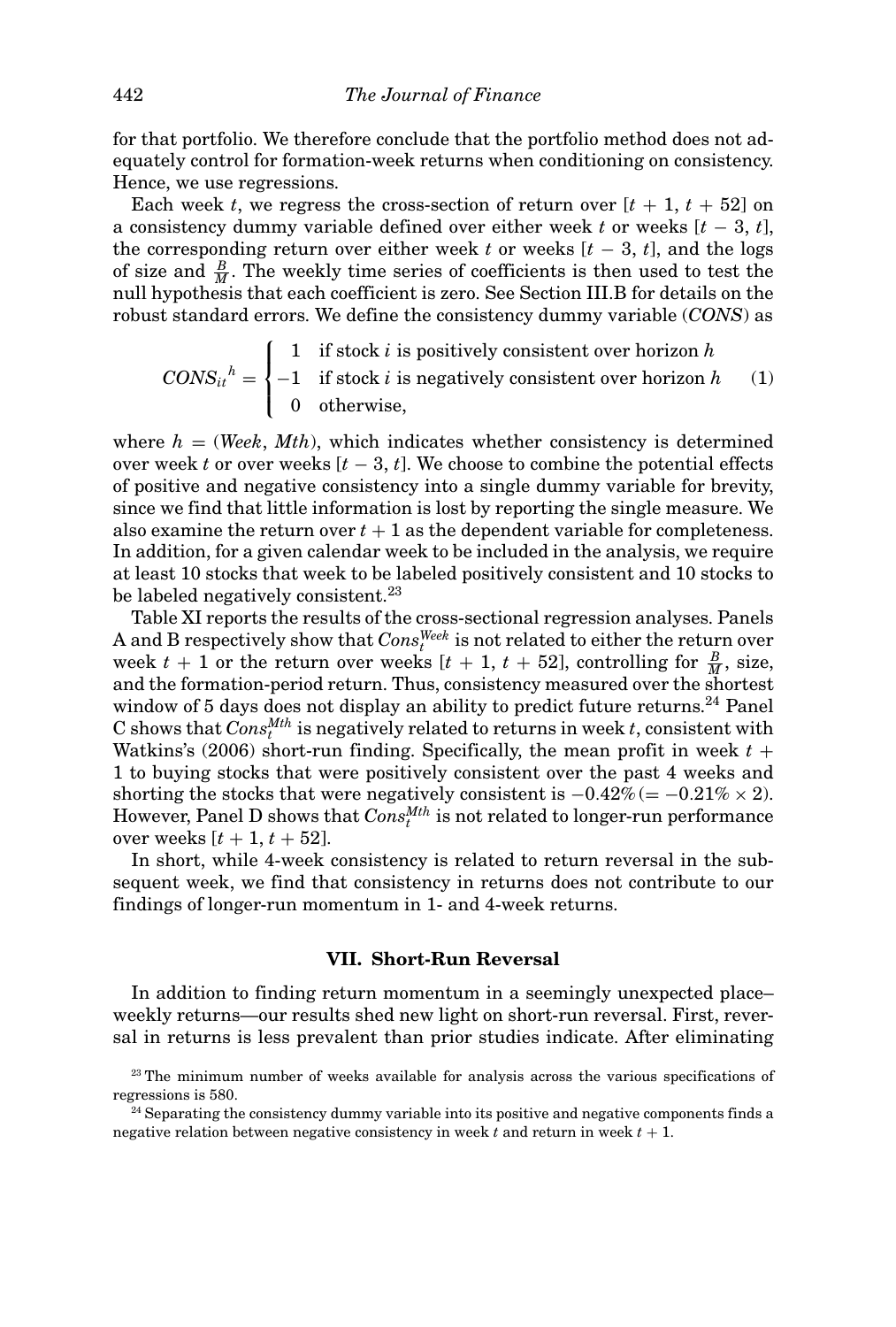for that portfolio. We therefore conclude that the portfolio method does not adequately control for formation-week returns when conditioning on consistency. Hence, we use regressions.

Each week $t$, we regress the cross-section of return over $[t + 1, t + 52]$ on a consistency dummy variable defined over either week $t$ or weeks $[t - 3, t]$, the corresponding return over either week $t$ or weeks $[t - 3, t]$, and the logs of size and $\frac{B}{M}$. The weekly time series of coefficients is then used to test the null hypothesis that each coefficient is zero. See Section III.B for details on the robust standard errors. We define the consistency dummy variable (*CONS*) as

$$CONS_{it}{}^{h} = \begin{cases} 1 & \text{if stock } i \text{ is positively consistent over horizon } h \\ -1 & \text{if stock } i \text{ is negatively consistent over horizon } h \\ 0 & \text{otherwise,} \end{cases} \quad (1)$$

where $h = (Week, Mth)$, which indicates whether consistency is determined over week $t$ or over weeks $[t - 3, t]$. We choose to combine the potential effects of positive and negative consistency into a single dummy variable for brevity, since we find that little information is lost by reporting the single measure. We also examine the return over $t + 1$ as the dependent variable for completeness. In addition, for a given calendar week to be included in the analysis, we require at least 10 stocks that week to be labeled positively consistent and 10 stocks to be labeled negatively consistent.[23]

Table XI reports the results of the cross-sectional regression analyses. Panels A and B respectively show that $Cons_t^{Week}$ is not related to either the return over week $t + 1$ or the return over weeks $[t + 1, t + 52]$, controlling for $\frac{B}{M}$, size, and the formation-period return. Thus, consistency measured over the shortest window of 5 days does not display an ability to predict future returns.[24] Panel C shows that $Cons_t^{Mth}$ is negatively related to returns in week $t$, consistent with Watkins's (2006) short-run finding. Specifically, the mean profit in week $t + 1$ to buying stocks that were positively consistent over the past 4 weeks and shorting the stocks that were negatively consistent is $-0.42\% (= -0.21\% \times 2)$. However, Panel D shows that $Cons_t^{Mth}$ is not related to longer-run performance over weeks $[t + 1, t + 52]$.

In short, while 4-week consistency is related to return reversal in the subsequent week, we find that consistency in returns does not contribute to our findings of longer-run momentum in 1- and 4-week returns.

## VII. Short-Run Reversal

In addition to finding return momentum in a seemingly unexpected place–weekly returns—our results shed new light on short-run reversal. First, reversal in returns is less prevalent than prior studies indicate. After eliminating

[23] The minimum number of weeks available for analysis across the various specifications of regressions is 580.

[24] Separating the consistency dummy variable into its positive and negative components finds a negative relation between negative consistency in week $t$ and return in week $t + 1$.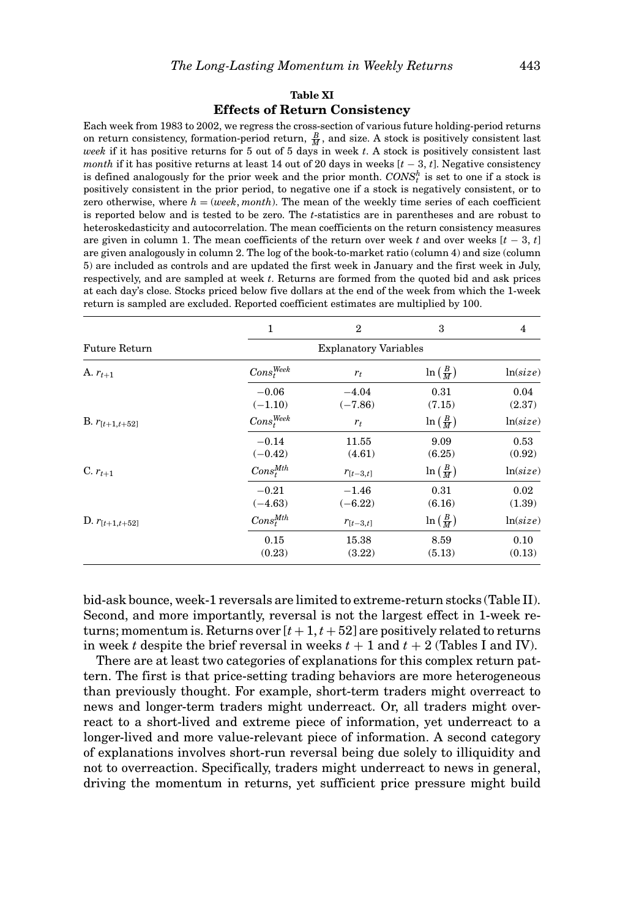**Table XI**

**Effects of Return Consistency**

Each week from 1983 to 2002, we regress the cross-section of various future holding-period returns on return consistency, formation-period return, $\frac{B}{M}$, and size. A stock is positively consistent last *week* if it has positive returns for 5 out of 5 days in week $t$. A stock is positively consistent last *month* if it has positive returns at least 14 out of 20 days in weeks $[t-3, t]$. Negative consistency is defined analogously for the prior week and the prior month. $CONS_t^h$ is set to one if a stock is positively consistent in the prior period, to negative one if a stock is negatively consistent, or to zero otherwise, where $h = (week, month)$. The mean of the weekly time series of each coefficient is reported below and is tested to be zero. The $t$-statistics are in parentheses and are robust to heteroskedasticity and autocorrelation. The mean coefficients on the return consistency measures are given in column 1. The mean coefficients of the return over week $t$ and over weeks $[t-3, t]$ are given analogously in column 2. The log of the book-to-market ratio (column 4) and size (column 5) are included as controls and are updated the first week in January and the first week in July, respectively, and are sampled at week $t$. Returns are formed from the quoted bid and ask prices at each day's close. Stocks priced below five dollars at the end of the week from which the 1-week return is sampled are excluded. Reported coefficient estimates are multiplied by 100.

| | 1 | 2 | 3 | 4 |
|---|---|---|---|---|
| Future Return | Explanatory Variables | | | |
| A. $r_{t+1}$ | $Cons_t^{Week}$ | $r_t$ | $\ln\left(\frac{B}{M}\right)$ | $\ln(size)$ |
| | −0.06 | −4.04 | 0.31 | 0.04 |
| | (−1.10) | (−7.86) | (7.15) | (2.37) |
| B. $r_{[t+1,t+52]}$ | $Cons_t^{Week}$ | $r_t$ | $\ln\left(\frac{B}{M}\right)$ | $\ln(size)$ |
| | −0.14 | 11.55 | 9.09 | 0.53 |
| | (−0.42) | (4.61) | (6.25) | (0.92) |
| C. $r_{t+1}$ | $Cons_t^{Mth}$ | $r_{[t-3,t]}$ | $\ln\left(\frac{B}{M}\right)$ | $\ln(size)$ |
| | −0.21 | −1.46 | 0.31 | 0.02 |
| | (−4.63) | (−6.22) | (6.16) | (1.39) |
| D. $r_{[t+1,t+52]}$ | $Cons_t^{Mth}$ | $r_{[t-3,t]}$ | $\ln\left(\frac{B}{M}\right)$ | $\ln(size)$ |
| | 0.15 | 15.38 | 8.59 | 0.10 |
| | (0.23) | (3.22) | (5.13) | (0.13) |

bid-ask bounce, week-1 reversals are limited to extreme-return stocks (Table II). Second, and more importantly, reversal is not the largest effect in 1-week returns; momentum is. Returns over $[t+1, t+52]$ are positively related to returns in week $t$ despite the brief reversal in weeks $t+1$ and $t+2$ (Tables I and IV).

There are at least two categories of explanations for this complex return pattern. The first is that price-setting trading behaviors are more heterogeneous than previously thought. For example, short-term traders might overreact to news and longer-term traders might underreact. Or, all traders might overreact to a short-lived and extreme piece of information, yet underreact to a longer-lived and more value-relevant piece of information. A second category of explanations involves short-run reversal being due solely to illiquidity and not to overreaction. Specifically, traders might underreact to news in general, driving the momentum in returns, yet sufficient price pressure might build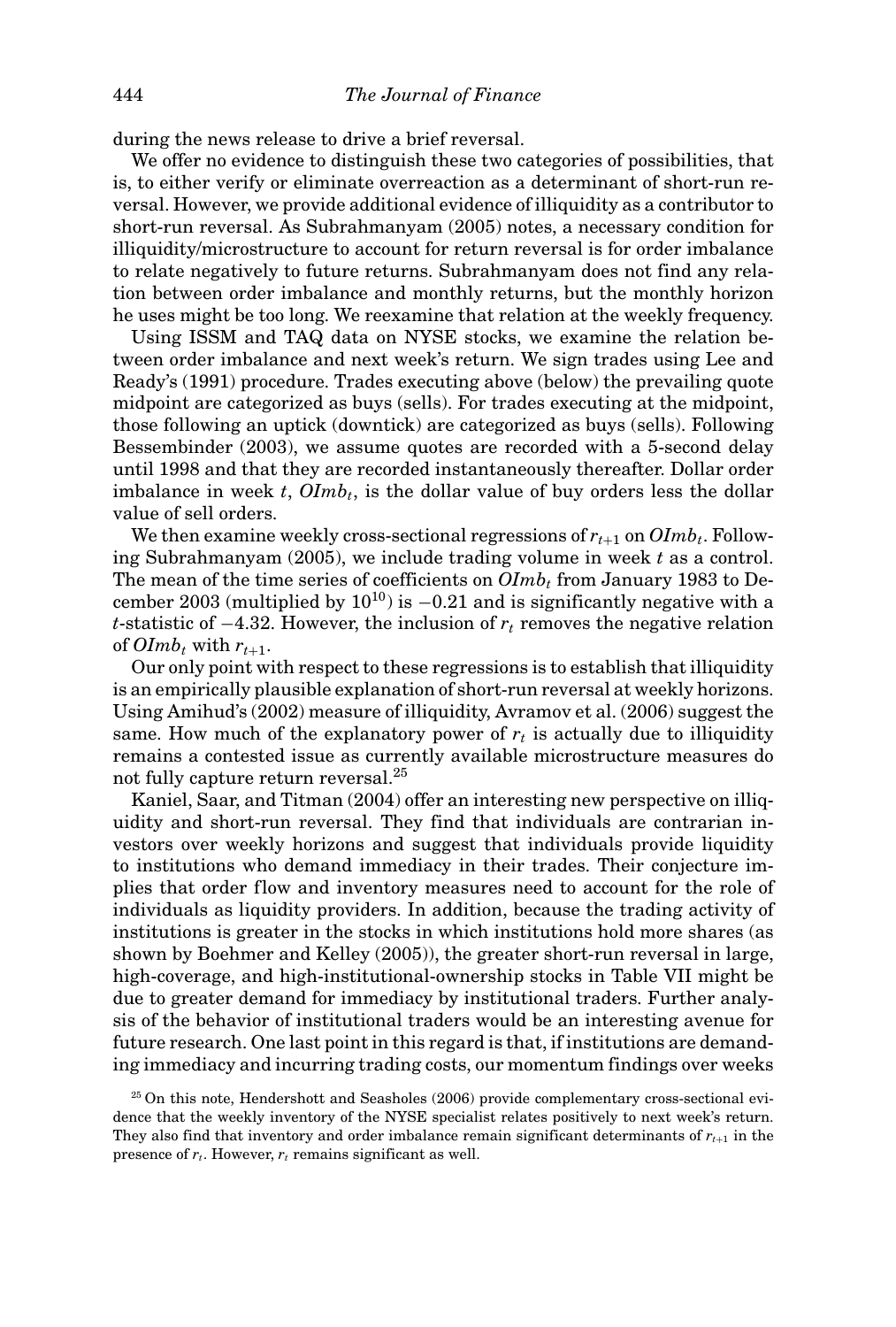during the news release to drive a brief reversal.

We offer no evidence to distinguish these two categories of possibilities, that is, to either verify or eliminate overreaction as a determinant of short-run reversal. However, we provide additional evidence of illiquidity as a contributor to short-run reversal. As Subrahmanyam (2005) notes, a necessary condition for illiquidity/microstructure to account for return reversal is for order imbalance to relate negatively to future returns. Subrahmanyam does not find any relation between order imbalance and monthly returns, but the monthly horizon he uses might be too long. We reexamine that relation at the weekly frequency.

Using ISSM and TAQ data on NYSE stocks, we examine the relation between order imbalance and next week's return. We sign trades using Lee and Ready's (1991) procedure. Trades executing above (below) the prevailing quote midpoint are categorized as buys (sells). For trades executing at the midpoint, those following an uptick (downtick) are categorized as buys (sells). Following Bessembinder (2003), we assume quotes are recorded with a 5-second delay until 1998 and that they are recorded instantaneously thereafter. Dollar order imbalance in week $t$, $OImb_t$, is the dollar value of buy orders less the dollar value of sell orders.

We then examine weekly cross-sectional regressions of $r_{t+1}$ on $OImb_t$. Following Subrahmanyam (2005), we include trading volume in week $t$ as a control. The mean of the time series of coefficients on $OImb_t$ from January 1983 to December 2003 (multiplied by $10^{10}$) is $-0.21$ and is significantly negative with a $t$-statistic of $-4.32$. However, the inclusion of $r_t$ removes the negative relation of $OImb_t$ with $r_{t+1}$.

Our only point with respect to these regressions is to establish that illiquidity is an empirically plausible explanation of short-run reversal at weekly horizons. Using Amihud's (2002) measure of illiquidity, Avramov et al. (2006) suggest the same. How much of the explanatory power of $r_t$ is actually due to illiquidity remains a contested issue as currently available microstructure measures do not fully capture return reversal.[25]

Kaniel, Saar, and Titman (2004) offer an interesting new perspective on illiquidity and short-run reversal. They find that individuals are contrarian investors over weekly horizons and suggest that individuals provide liquidity to institutions who demand immediacy in their trades. Their conjecture implies that order flow and inventory measures need to account for the role of individuals as liquidity providers. In addition, because the trading activity of institutions is greater in the stocks in which institutions hold more shares (as shown by Boehmer and Kelley (2005)), the greater short-run reversal in large, high-coverage, and high-institutional-ownership stocks in Table VII might be due to greater demand for immediacy by institutional traders. Further analysis of the behavior of institutional traders would be an interesting avenue for future research. One last point in this regard is that, if institutions are demanding immediacy and incurring trading costs, our momentum findings over weeks

[25] On this note, Hendershott and Seasholes (2006) provide complementary cross-sectional evidence that the weekly inventory of the NYSE specialist relates positively to next week's return. They also find that inventory and order imbalance remain significant determinants of $r_{t+1}$ in the presence of $r_t$. However, $r_t$ remains significant as well.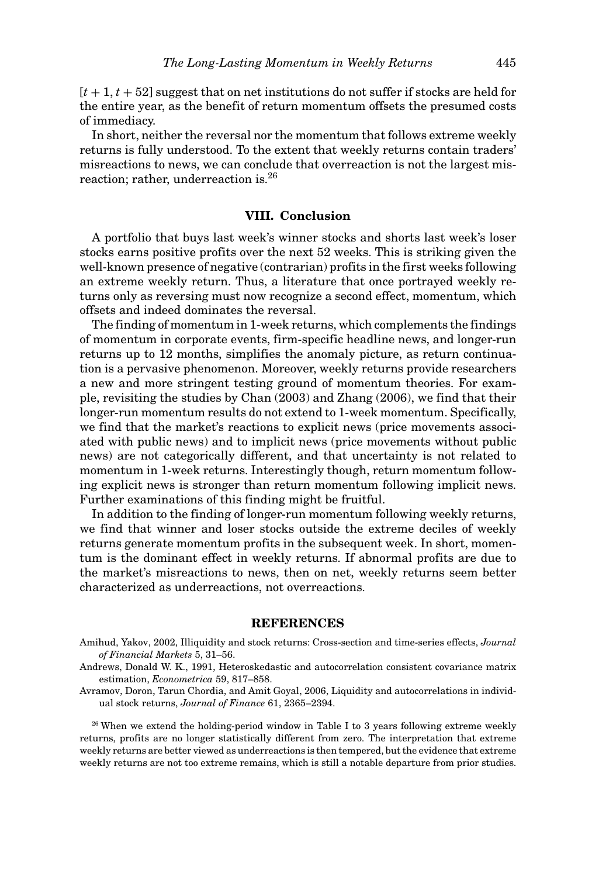$[t+1, t+52]$ suggest that on net institutions do not suffer if stocks are held for the entire year, as the benefit of return momentum offsets the presumed costs of immediacy.

In short, neither the reversal nor the momentum that follows extreme weekly returns is fully understood. To the extent that weekly returns contain traders' misreactions to news, we can conclude that overreaction is not the largest misreaction; rather, underreaction is.[26]

## VIII. Conclusion

A portfolio that buys last week's winner stocks and shorts last week's loser stocks earns positive profits over the next 52 weeks. This is striking given the well-known presence of negative (contrarian) profits in the first weeks following an extreme weekly return. Thus, a literature that once portrayed weekly returns only as reversing must now recognize a second effect, momentum, which offsets and indeed dominates the reversal.

The finding of momentum in 1-week returns, which complements the findings of momentum in corporate events, firm-specific headline news, and longer-run returns up to 12 months, simplifies the anomaly picture, as return continuation is a pervasive phenomenon. Moreover, weekly returns provide researchers a new and more stringent testing ground of momentum theories. For example, revisiting the studies by Chan (2003) and Zhang (2006), we find that their longer-run momentum results do not extend to 1-week momentum. Specifically, we find that the market's reactions to explicit news (price movements associated with public news) and to implicit news (price movements without public news) are not categorically different, and that uncertainty is not related to momentum in 1-week returns. Interestingly though, return momentum following explicit news is stronger than return momentum following implicit news. Further examinations of this finding might be fruitful.

In addition to the finding of longer-run momentum following weekly returns, we find that winner and loser stocks outside the extreme deciles of weekly returns generate momentum profits in the subsequent week. In short, momentum is the dominant effect in weekly returns. If abnormal profits are due to the market's misreactions to news, then on net, weekly returns seem better characterized as underreactions, not overreactions.

## REFERENCES

Amihud, Yakov, 2002, Illiquidity and stock returns: Cross-section and time-series effects, *Journal of Financial Markets* 5, 31–56.

Andrews, Donald W. K., 1991, Heteroskedastic and autocorrelation consistent covariance matrix estimation, *Econometrica* 59, 817–858.

Avramov, Doron, Tarun Chordia, and Amit Goyal, 2006, Liquidity and autocorrelations in individual stock returns, *Journal of Finance* 61, 2365–2394.

[26] When we extend the holding-period window in Table I to 3 years following extreme weekly returns, profits are no longer statistically different from zero. The interpretation that extreme weekly returns are better viewed as underreactions is then tempered, but the evidence that extreme weekly returns are not too extreme remains, which is still a notable departure from prior studies.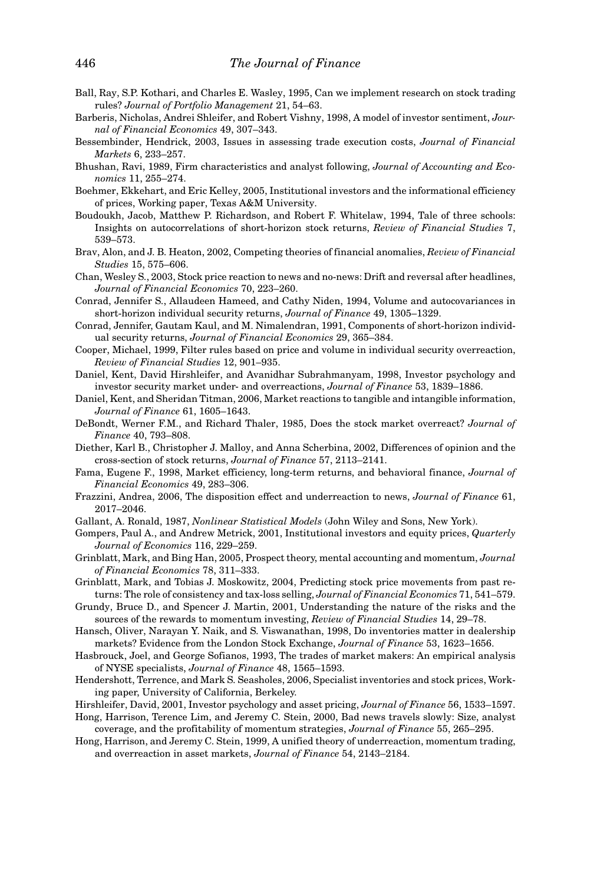Ball, Ray, S.P. Kothari, and Charles E. Wasley, 1995, Can we implement research on stock trading rules? *Journal of Portfolio Management* 21, 54–63.

Barberis, Nicholas, Andrei Shleifer, and Robert Vishny, 1998, A model of investor sentiment, *Journal of Financial Economics* 49, 307–343.

Bessembinder, Hendrick, 2003, Issues in assessing trade execution costs, *Journal of Financial Markets* 6, 233–257.

Bhushan, Ravi, 1989, Firm characteristics and analyst following, *Journal of Accounting and Economics* 11, 255–274.

Boehmer, Ekkehart, and Eric Kelley, 2005, Institutional investors and the informational efficiency of prices, Working paper, Texas A&M University.

Boudoukh, Jacob, Matthew P. Richardson, and Robert F. Whitelaw, 1994, Tale of three schools: Insights on autocorrelations of short-horizon stock returns, *Review of Financial Studies* 7, 539–573.

Brav, Alon, and J. B. Heaton, 2002, Competing theories of financial anomalies, *Review of Financial Studies* 15, 575–606.

Chan, Wesley S., 2003, Stock price reaction to news and no-news: Drift and reversal after headlines, *Journal of Financial Economics* 70, 223–260.

Conrad, Jennifer S., Allaudeen Hameed, and Cathy Niden, 1994, Volume and autocovariances in short-horizon individual security returns, *Journal of Finance* 49, 1305–1329.

Conrad, Jennifer, Gautam Kaul, and M. Nimalendran, 1991, Components of short-horizon individual security returns, *Journal of Financial Economics* 29, 365–384.

Cooper, Michael, 1999, Filter rules based on price and volume in individual security overreaction, *Review of Financial Studies* 12, 901–935.

Daniel, Kent, David Hirshleifer, and Avanidhar Subrahmanyam, 1998, Investor psychology and investor security market under- and overreactions, *Journal of Finance* 53, 1839–1886.

Daniel, Kent, and Sheridan Titman, 2006, Market reactions to tangible and intangible information, *Journal of Finance* 61, 1605–1643.

DeBondt, Werner F.M., and Richard Thaler, 1985, Does the stock market overreact? *Journal of Finance* 40, 793–808.

Diether, Karl B., Christopher J. Malloy, and Anna Scherbina, 2002, Differences of opinion and the cross-section of stock returns, *Journal of Finance* 57, 2113–2141.

Fama, Eugene F., 1998, Market efficiency, long-term returns, and behavioral finance, *Journal of Financial Economics* 49, 283–306.

Frazzini, Andrea, 2006, The disposition effect and underreaction to news, *Journal of Finance* 61, 2017–2046.

Gallant, A. Ronald, 1987, *Nonlinear Statistical Models* (John Wiley and Sons, New York).

Gompers, Paul A., and Andrew Metrick, 2001, Institutional investors and equity prices, *Quarterly Journal of Economics* 116, 229–259.

Grinblatt, Mark, and Bing Han, 2005, Prospect theory, mental accounting and momentum, *Journal of Financial Economics* 78, 311–333.

Grinblatt, Mark, and Tobias J. Moskowitz, 2004, Predicting stock price movements from past returns: The role of consistency and tax-loss selling, *Journal of Financial Economics* 71, 541–579.

Grundy, Bruce D., and Spencer J. Martin, 2001, Understanding the nature of the risks and the sources of the rewards to momentum investing, *Review of Financial Studies* 14, 29–78.

Hansch, Oliver, Narayan Y. Naik, and S. Viswanathan, 1998, Do inventories matter in dealership markets? Evidence from the London Stock Exchange, *Journal of Finance* 53, 1623–1656.

Hasbrouck, Joel, and George Sofianos, 1993, The trades of market makers: An empirical analysis of NYSE specialists, *Journal of Finance* 48, 1565–1593.

Hendershott, Terrence, and Mark S. Seasholes, 2006, Specialist inventories and stock prices, Working paper, University of California, Berkeley.

Hirshleifer, David, 2001, Investor psychology and asset pricing, *Journal of Finance* 56, 1533–1597.

Hong, Harrison, Terence Lim, and Jeremy C. Stein, 2000, Bad news travels slowly: Size, analyst coverage, and the profitability of momentum strategies, *Journal of Finance* 55, 265–295.

Hong, Harrison, and Jeremy C. Stein, 1999, A unified theory of underreaction, momentum trading, and overreaction in asset markets, *Journal of Finance* 54, 2143–2184.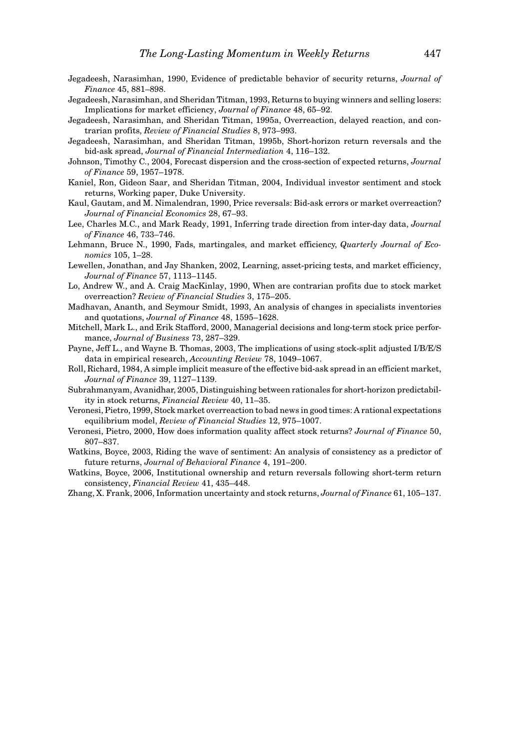Jegadeesh, Narasimhan, 1990, Evidence of predictable behavior of security returns, *Journal of Finance* 45, 881–898.

Jegadeesh, Narasimhan, and Sheridan Titman, 1993, Returns to buying winners and selling losers: Implications for market efficiency, *Journal of Finance* 48, 65–92.

Jegadeesh, Narasimhan, and Sheridan Titman, 1995a, Overreaction, delayed reaction, and contrarian profits, *Review of Financial Studies* 8, 973–993.

Jegadeesh, Narasimhan, and Sheridan Titman, 1995b, Short-horizon return reversals and the bid-ask spread, *Journal of Financial Intermediation* 4, 116–132.

Johnson, Timothy C., 2004, Forecast dispersion and the cross-section of expected returns, *Journal of Finance* 59, 1957–1978.

Kaniel, Ron, Gideon Saar, and Sheridan Titman, 2004, Individual investor sentiment and stock returns, Working paper, Duke University.

Kaul, Gautam, and M. Nimalendran, 1990, Price reversals: Bid-ask errors or market overreaction? *Journal of Financial Economics* 28, 67–93.

Lee, Charles M.C., and Mark Ready, 1991, Inferring trade direction from inter-day data, *Journal of Finance* 46, 733–746.

Lehmann, Bruce N., 1990, Fads, martingales, and market efficiency, *Quarterly Journal of Economics* 105, 1–28.

Lewellen, Jonathan, and Jay Shanken, 2002, Learning, asset-pricing tests, and market efficiency, *Journal of Finance* 57, 1113–1145.

Lo, Andrew W., and A. Craig MacKinlay, 1990, When are contrarian profits due to stock market overreaction? *Review of Financial Studies* 3, 175–205.

Madhavan, Ananth, and Seymour Smidt, 1993, An analysis of changes in specialists inventories and quotations, *Journal of Finance* 48, 1595–1628.

Mitchell, Mark L., and Erik Stafford, 2000, Managerial decisions and long-term stock price performance, *Journal of Business* 73, 287–329.

Payne, Jeff L., and Wayne B. Thomas, 2003, The implications of using stock-split adjusted I/B/E/S data in empirical research, *Accounting Review* 78, 1049–1067.

Roll, Richard, 1984, A simple implicit measure of the effective bid-ask spread in an efficient market, *Journal of Finance* 39, 1127–1139.

Subrahmanyam, Avanidhar, 2005, Distinguishing between rationales for short-horizon predictability in stock returns, *Financial Review* 40, 11–35.

Veronesi, Pietro, 1999, Stock market overreaction to bad news in good times: A rational expectations equilibrium model, *Review of Financial Studies* 12, 975–1007.

Veronesi, Pietro, 2000, How does information quality affect stock returns? *Journal of Finance* 50, 807–837.

Watkins, Boyce, 2003, Riding the wave of sentiment: An analysis of consistency as a predictor of future returns, *Journal of Behavioral Finance* 4, 191–200.

Watkins, Boyce, 2006, Institutional ownership and return reversals following short-term return consistency, *Financial Review* 41, 435–448.

Zhang, X. Frank, 2006, Information uncertainty and stock returns, *Journal of Finance* 61, 105–137.